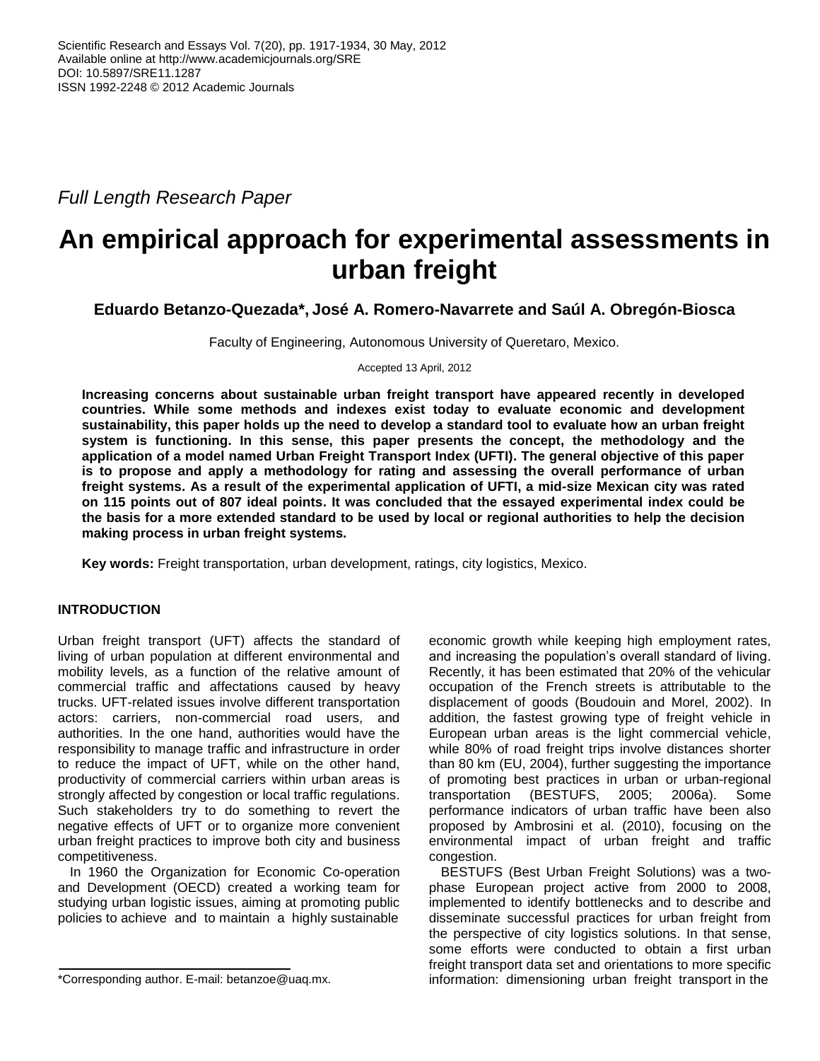*Full Length Research Paper*

# An empirical approach for experimental assessments in urban freight

**Eduardo Betanzo-Quezada*, José A. Romero-Navarrete and Saúl A. Obregón-Biosca**

Faculty of Engineering, Autonomous University of Queretaro, Mexico.

Accepted 13 April, 2012

**Increasing concerns about sustainable urban freight transport have appeared recently in developed countries. While some methods and indexes exist today to evaluate economic and development sustainability, this paper holds up the need to develop a standard tool to evaluate how an urban freight system is functioning. In this sense, this paper presents the concept, the methodology and the application of a model named Urban Freight Transport Index (UFTI). The general objective of this paper is to propose and apply a methodology for rating and assessing the overall performance of urban freight systems. As a result of the experimental application of UFTI, a mid-size Mexican city was rated on 115 points out of 807 ideal points. It was concluded that the essayed experimental index could be the basis for a more extended standard to be used by local or regional authorities to help the decision making process in urban freight systems.**

**Key words:** Freight transportation, urban development, ratings, city logistics, Mexico.

## INTRODUCTION

Urban freight transport (UFT) affects the standard of living of urban population at different environmental and mobility levels, as a function of the relative amount of commercial traffic and affectations caused by heavy trucks. UFT-related issues involve different transportation actors: carriers, non-commercial road users, and authorities. In the one hand, authorities would have the responsibility to manage traffic and infrastructure in order to reduce the impact of UFT, while on the other hand, productivity of commercial carriers within urban areas is strongly affected by congestion or local traffic regulations. Such stakeholders try to do something to revert the negative effects of UFT or to organize more convenient urban freight practices to improve both city and business competitiveness.

In 1960 the Organization for Economic Co-operation and Development (OECD) created a working team for studying urban logistic issues, aiming at promoting public policies to achieve and to maintain a highly sustainable economic growth while keeping high employment rates, and increasing the population's overall standard of living. Recently, it has been estimated that 20% of the vehicular occupation of the French streets is attributable to the displacement of goods (Boudouin and Morel, 2002). In addition, the fastest growing type of freight vehicle in European urban areas is the light commercial vehicle, while 80% of road freight trips involve distances shorter than 80 km (EU, 2004), further suggesting the importance of promoting best practices in urban or urban-regional transportation (BESTUFS, 2005; 2006a). Some performance indicators of urban traffic have been also proposed by Ambrosini et al. (2010), focusing on the environmental impact of urban freight and traffic congestion.

BESTUFS (Best Urban Freight Solutions) was a two-phase European project active from 2000 to 2008, implemented to identify bottlenecks and to describe and disseminate successful practices for urban freight from the perspective of city logistics solutions. In that sense, some efforts were conducted to obtain a first urban freight transport data set and orientations to more specific information: dimensioning urban freight transport in the

*Corresponding author. E-mail: betanzoe@uaq.mx.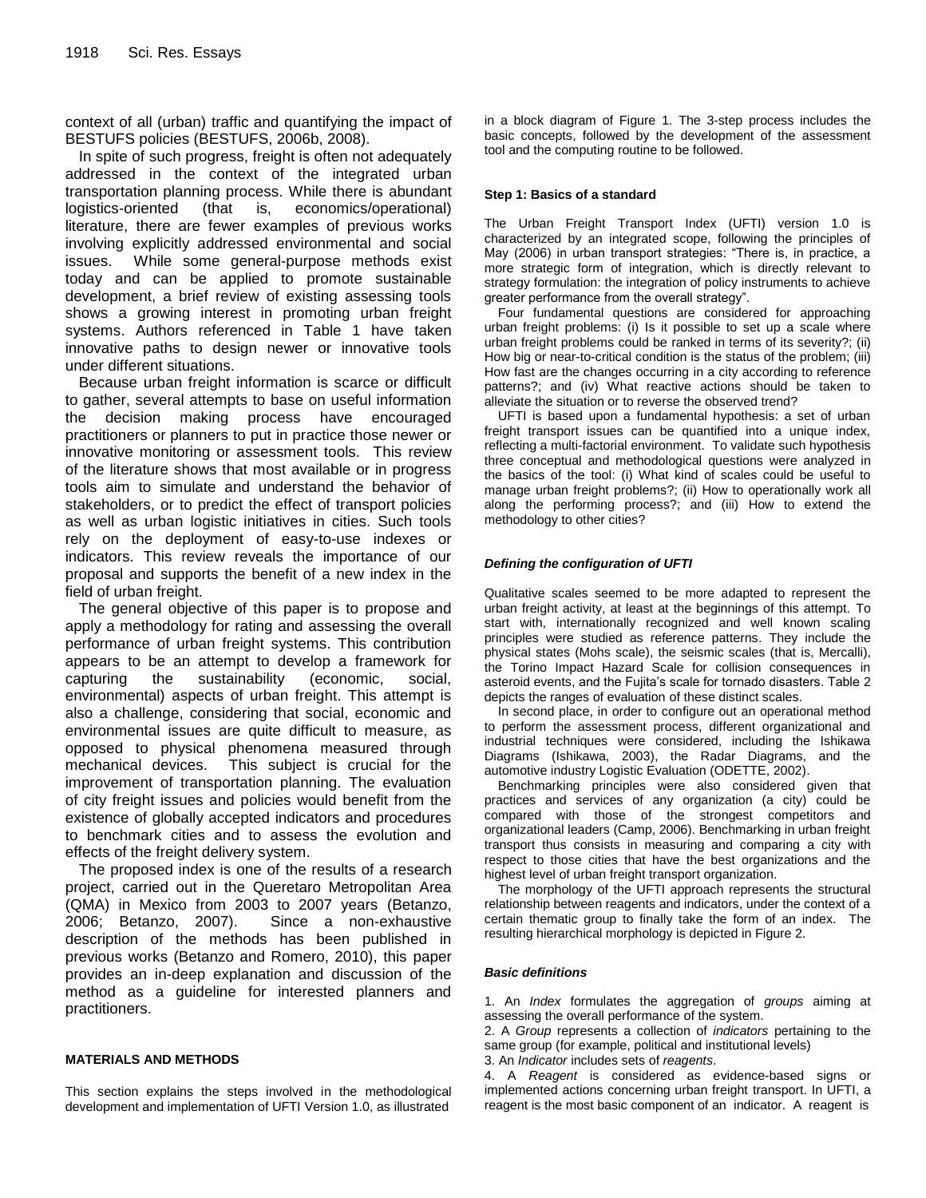context of all (urban) traffic and quantifying the impact of BESTUFS policies (BESTUFS, 2006b, 2008).

In spite of such progress, freight is often not adequately addressed in the context of the integrated urban transportation planning process. While there is abundant logistics-oriented (that is, economics/operational) literature, there are fewer examples of previous works involving explicitly addressed environmental and social issues. While some general-purpose methods exist today and can be applied to promote sustainable development, a brief review of existing assessing tools shows a growing interest in promoting urban freight systems. Authors referenced in Table 1 have taken innovative paths to design newer or innovative tools under different situations.

Because urban freight information is scarce or difficult to gather, several attempts to base on useful information the decision making process have encouraged practitioners or planners to put in practice those newer or innovative monitoring or assessment tools. This review of the literature shows that most available or in progress tools aim to simulate and understand the behavior of stakeholders, or to predict the effect of transport policies as well as urban logistic initiatives in cities. Such tools rely on the deployment of easy-to-use indexes or indicators. This review reveals the importance of our proposal and supports the benefit of a new index in the field of urban freight.

The general objective of this paper is to propose and apply a methodology for rating and assessing the overall performance of urban freight systems. This contribution appears to be an attempt to develop a framework for capturing the sustainability (economic, social, environmental) aspects of urban freight. This attempt is also a challenge, considering that social, economic and environmental issues are quite difficult to measure, as opposed to physical phenomena measured through mechanical devices. This subject is crucial for the improvement of transportation planning. The evaluation of city freight issues and policies would benefit from the existence of globally accepted indicators and procedures to benchmark cities and to assess the evolution and effects of the freight delivery system.

The proposed index is one of the results of a research project, carried out in the Queretaro Metropolitan Area (QMA) in Mexico from 2003 to 2007 years (Betanzo, 2006; Betanzo, 2007). Since a non-exhaustive description of the methods has been published in previous works (Betanzo and Romero, 2010), this paper provides an in-deep explanation and discussion of the method as a guideline for interested planners and practitioners.

## MATERIALS AND METHODS

This section explains the steps involved in the methodological development and implementation of UFTI Version 1.0, as illustrated in a block diagram of Figure 1. The 3-step process includes the basic concepts, followed by the development of the assessment tool and the computing routine to be followed.

### Step 1: Basics of a standard

The Urban Freight Transport Index (UFTI) version 1.0 is characterized by an integrated scope, following the principles of May (2006) in urban transport strategies: "There is, in practice, a more strategic form of integration, which is directly relevant to strategy formulation: the integration of policy instruments to achieve greater performance from the overall strategy".

Four fundamental questions are considered for approaching urban freight problems: (i) Is it possible to set up a scale where urban freight problems could be ranked in terms of its severity?; (ii) How big or near-to-critical condition is the status of the problem; (iii) How fast are the changes occurring in a city according to reference patterns?; and (iv) What reactive actions should be taken to alleviate the situation or to reverse the observed trend?

UFTI is based upon a fundamental hypothesis: a set of urban freight transport issues can be quantified into a unique index, reflecting a multi-factorial environment. To validate such hypothesis three conceptual and methodological questions were analyzed in the basics of the tool: (i) What kind of scales could be useful to manage urban freight problems?; (ii) How to operationally work all along the performing process?; and (iii) How to extend the methodology to other cities?

#### *Defining the configuration of UFTI*

Qualitative scales seemed to be more adapted to represent the urban freight activity, at least at the beginnings of this attempt. To start with, internationally recognized and well known scaling principles were studied as reference patterns. They include the physical states (Mohs scale), the seismic scales (that is, Mercalli), the Torino Impact Hazard Scale for collision consequences in asteroid events, and the Fujita's scale for tornado disasters. Table 2 depicts the ranges of evaluation of these distinct scales.

In second place, in order to configure out an operational method to perform the assessment process, different organizational and industrial techniques were considered, including the Ishikawa Diagrams (Ishikawa, 2003), the Radar Diagrams, and the automotive industry Logistic Evaluation (ODETTE, 2002).

Benchmarking principles were also considered given that practices and services of any organization (a city) could be compared with those of the strongest competitors and organizational leaders (Camp, 2006). Benchmarking in urban freight transport thus consists in measuring and comparing a city with respect to those cities that have the best organizations and the highest level of urban freight transport organization.

The morphology of the UFTI approach represents the structural relationship between reagents and indicators, under the context of a certain thematic group to finally take the form of an index. The resulting hierarchical morphology is depicted in Figure 2.

#### *Basic definitions*

1. An *Index* formulates the aggregation of *groups* aiming at assessing the overall performance of the system.
2. A *Group* represents a collection of *indicators* pertaining to the same group (for example, political and institutional levels)
3. An *Indicator* includes sets of *reagents*.
4. A *Reagent* is considered as evidence-based signs or implemented actions concerning urban freight transport. In UFTI, a reagent is the most basic component of an indicator. A reagent is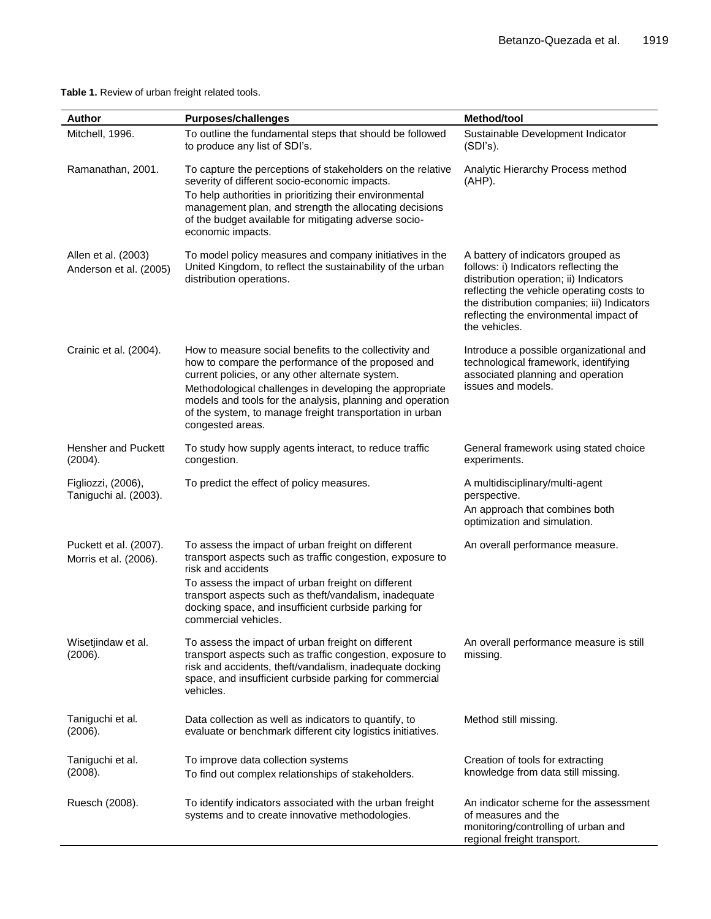**Table 1.** Review of urban freight related tools.

| Author | Purposes/challenges | Method/tool |
|---|---|---|
| Mitchell, 1996. | To outline the fundamental steps that should be followed to produce any list of SDI's. | Sustainable Development Indicator (SDI's). |
| Ramanathan, 2001. | To capture the perceptions of stakeholders on the relative severity of different socio-economic impacts. To help authorities in prioritizing their environmental management plan, and strength the allocating decisions of the budget available for mitigating adverse socio-economic impacts. | Analytic Hierarchy Process method (AHP). |
| Allen et al. (2003) Anderson et al. (2005) | To model policy measures and company initiatives in the United Kingdom, to reflect the sustainability of the urban distribution operations. | A battery of indicators grouped as follows: i) Indicators reflecting the distribution operation; ii) Indicators reflecting the vehicle operating costs to the distribution companies; iii) Indicators reflecting the environmental impact of the vehicles. |
| Crainic et al. (2004). | How to measure social benefits to the collectivity and how to compare the performance of the proposed and current policies, or any other alternate system. Methodological challenges in developing the appropriate models and tools for the analysis, planning and operation of the system, to manage freight transportation in urban congested areas. | Introduce a possible organizational and technological framework, identifying associated planning and operation issues and models. |
| Hensher and Puckett (2004). | To study how supply agents interact, to reduce traffic congestion. | General framework using stated choice experiments. |
| Figliozzi, (2006), Taniguchi al. (2003). | To predict the effect of policy measures. | A multidisciplinary/multi-agent perspective. An approach that combines both optimization and simulation. |
| Puckett et al. (2007). Morris et al. (2006). | To assess the impact of urban freight on different transport aspects such as traffic congestion, exposure to risk and accidents To assess the impact of urban freight on different transport aspects such as theft/vandalism, inadequate docking space, and insufficient curbside parking for commercial vehicles. | An overall performance measure. |
| Wisetjindaw et al. (2006). | To assess the impact of urban freight on different transport aspects such as traffic congestion, exposure to risk and accidents, theft/vandalism, inadequate docking space, and insufficient curbside parking for commercial vehicles. | An overall performance measure is still missing. |
| Taniguchi et al. (2006). | Data collection as well as indicators to quantify, to evaluate or benchmark different city logistics initiatives. | Method still missing. |
| Taniguchi et al. (2008). | To improve data collection systems To find out complex relationships of stakeholders. | Creation of tools for extracting knowledge from data still missing. |
| Ruesch (2008). | To identify indicators associated with the urban freight systems and to create innovative methodologies. | An indicator scheme for the assessment of measures and the monitoring/controlling of urban and regional freight transport. |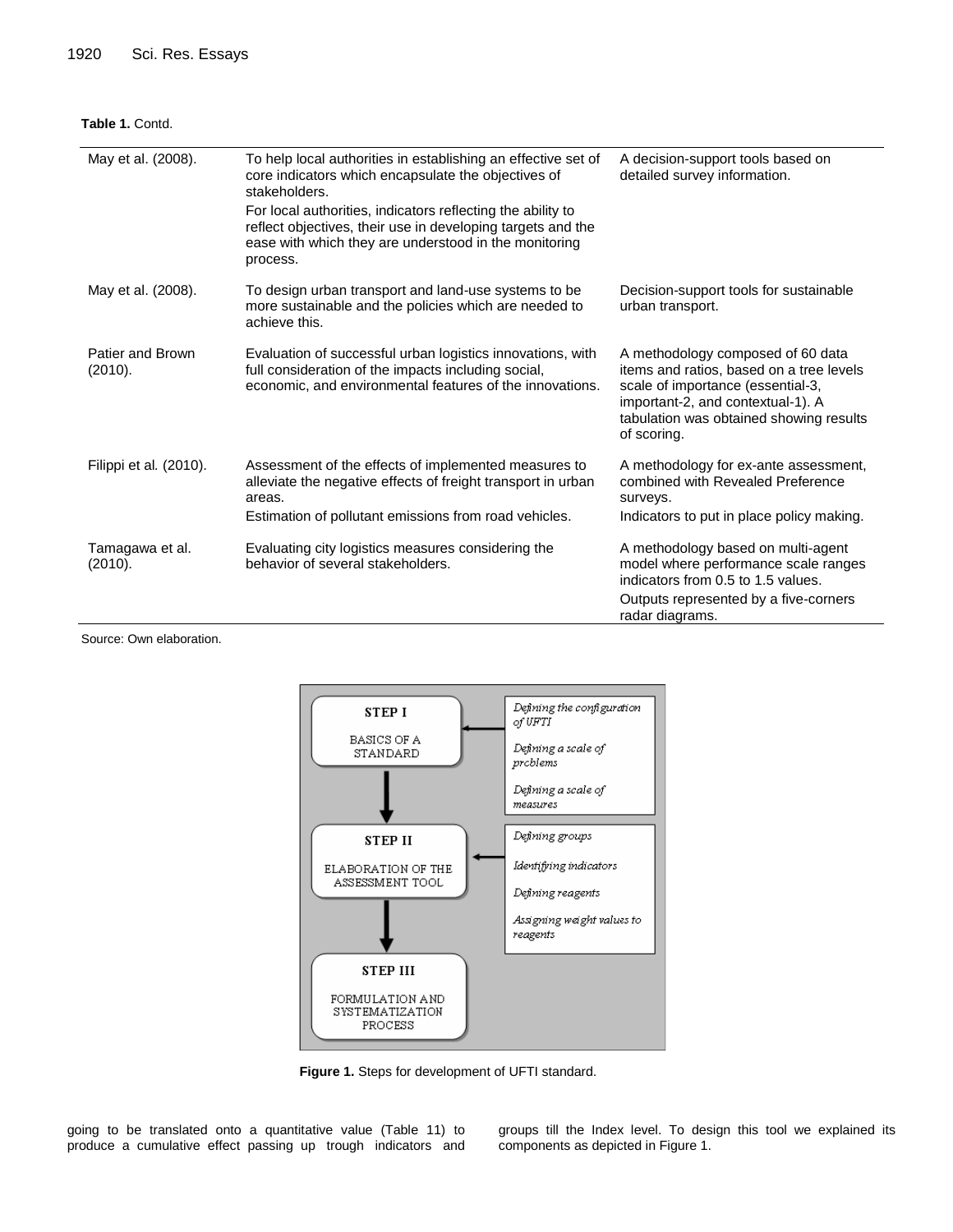**Table 1.** Contd.

| | | |
|---|---|---|
| May et al. (2008). | To help local authorities in establishing an effective set of core indicators which encapsulate the objectives of stakeholders.<br>For local authorities, indicators reflecting the ability to reflect objectives, their use in developing targets and the ease with which they are understood in the monitoring process. | A decision-support tools based on detailed survey information. |
| May et al. (2008). | To design urban transport and land-use systems to be more sustainable and the policies which are needed to achieve this. | Decision-support tools for sustainable urban transport. |
| Patier and Brown (2010). | Evaluation of successful urban logistics innovations, with full consideration of the impacts including social, economic, and environmental features of the innovations. | A methodology composed of 60 data items and ratios, based on a tree levels scale of importance (essential-3, important-2, and contextual-1). A tabulation was obtained showing results of scoring. |
| Filippi et al. (2010). | Assessment of the effects of implemented measures to alleviate the negative effects of freight transport in urban areas.<br>Estimation of pollutant emissions from road vehicles. | A methodology for ex-ante assessment, combined with Revealed Preference surveys.<br>Indicators to put in place policy making. |
| Tamagawa et al. (2010). | Evaluating city logistics measures considering the behavior of several stakeholders. | A methodology based on multi-agent model where performance scale ranges indicators from 0.5 to 1.5 values.<br>Outputs represented by a five-corners radar diagrams. |

Source: Own elaboration.

STEP I – BASICS OF A STANDARD: Defining the configuration of UFTI; Defining a scale of problems; Defining a scale of measures

STEP II – ELABORATION OF THE ASSESSMENT TOOL: Defining groups; Identifying indicators; Defining reagents; Assigning weight values to reagents

STEP III – FORMULATION AND SYSTEMATIZATION PROCESS

**Figure 1.** Steps for development of UFTI standard.

going to be translated onto a quantitative value (Table 11) to produce a cumulative effect passing up trough indicators and groups till the Index level. To design this tool we explained its components as depicted in Figure 1.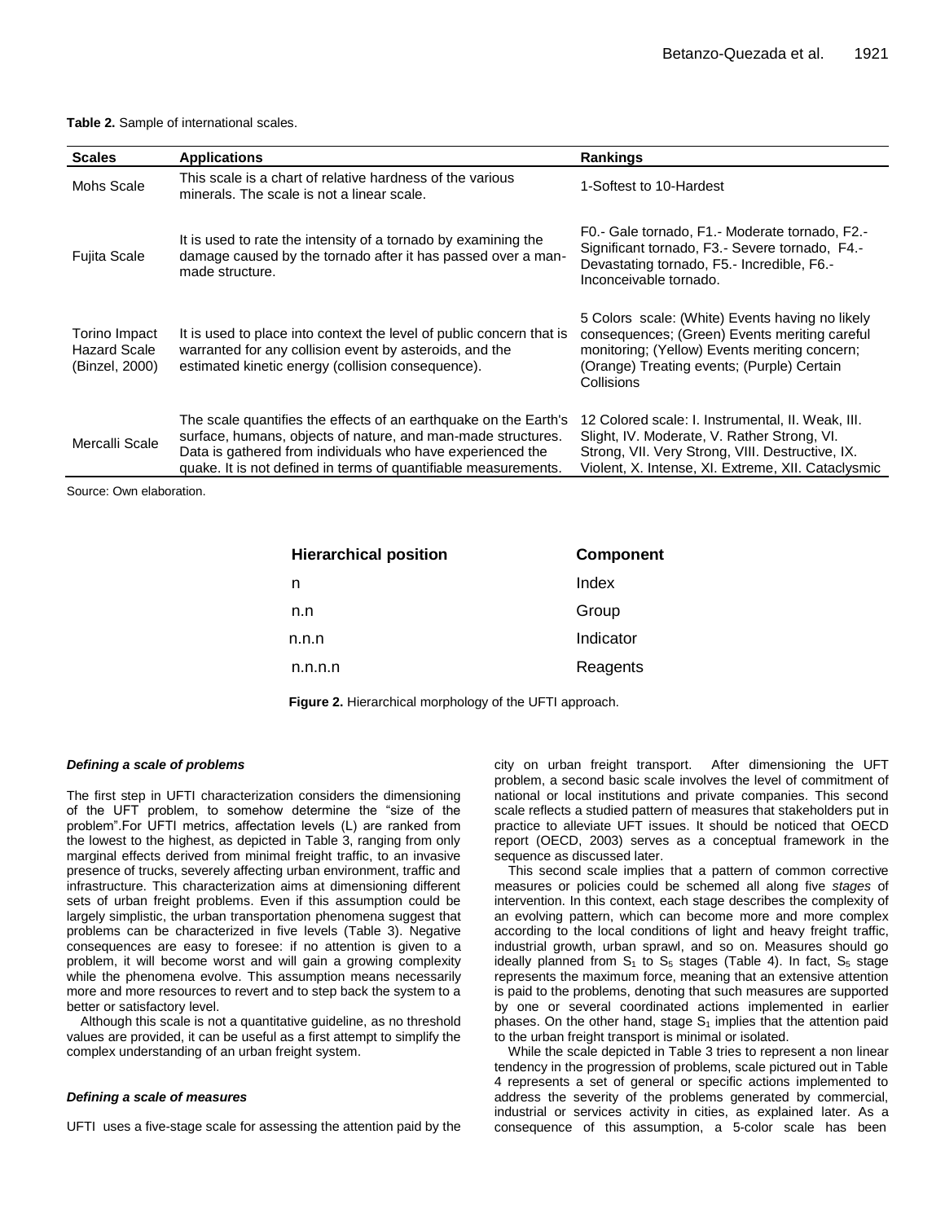**Table 2.** Sample of international scales.

| Scales | Applications | Rankings |
|---|---|---|
| Mohs Scale | This scale is a chart of relative hardness of the various minerals. The scale is not a linear scale. | 1-Softest to 10-Hardest |
| Fujita Scale | It is used to rate the intensity of a tornado by examining the damage caused by the tornado after it has passed over a man-made structure. | F0.- Gale tornado, F1.- Moderate tornado, F2.- Significant tornado, F3.- Severe tornado, F4.- Devastating tornado, F5.- Incredible, F6.- Inconceivable tornado. |
| Torino Impact Hazard Scale (Binzel, 2000) | It is used to place into context the level of public concern that is warranted for any collision event by asteroids, and the estimated kinetic energy (collision consequence). | 5 Colors scale: (White) Events having no likely consequences; (Green) Events meriting careful monitoring; (Yellow) Events meriting concern; (Orange) Treating events; (Purple) Certain Collisions |
| Mercalli Scale | The scale quantifies the effects of an earthquake on the Earth's surface, humans, objects of nature, and man-made structures. Data is gathered from individuals who have experienced the quake. It is not defined in terms of quantifiable measurements. | 12 Colored scale: I. Instrumental, II. Weak, III. Slight, IV. Moderate, V. Rather Strong, VI. Strong, VII. Very Strong, VIII. Destructive, IX. Violent, X. Intense, XI. Extreme, XII. Cataclysmic |

Source: Own elaboration.

| Hierarchical position | Component |
|---|---|
| n | Index |
| n.n | Group |
| n.n.n | Indicator |
| n.n.n.n | Reagents |

**Figure 2.** Hierarchical morphology of the UFTI approach.

***Defining a scale of problems***

The first step in UFTI characterization considers the dimensioning of the UFT problem, to somehow determine the "size of the problem".For UFTI metrics, affectation levels (L) are ranked from the lowest to the highest, as depicted in Table 3, ranging from only marginal effects derived from minimal freight traffic, to an invasive presence of trucks, severely affecting urban environment, traffic and infrastructure. This characterization aims at dimensioning different sets of urban freight problems. Even if this assumption could be largely simplistic, the urban transportation phenomena suggest that problems can be characterized in five levels (Table 3). Negative consequences are easy to foresee: if no attention is given to a problem, it will become worst and will gain a growing complexity while the phenomena evolve. This assumption means necessarily more and more resources to revert and to step back the system to a better or satisfactory level.

Although this scale is not a quantitative guideline, as no threshold values are provided, it can be useful as a first attempt to simplify the complex understanding of an urban freight system.

***Defining a scale of measures***

UFTI uses a five-stage scale for assessing the attention paid by the city on urban freight transport. After dimensioning the UFT problem, a second basic scale involves the level of commitment of national or local institutions and private companies. This second scale reflects a studied pattern of measures that stakeholders put in practice to alleviate UFT issues. It should be noticed that OECD report (OECD, 2003) serves as a conceptual framework in the sequence as discussed later.

This second scale implies that a pattern of common corrective measures or policies could be schemed all along five *stages* of intervention. In this context, each stage describes the complexity of an evolving pattern, which can become more and more complex according to the local conditions of light and heavy freight traffic, industrial growth, urban sprawl, and so on. Measures should go ideally planned from $S_1$ to $S_5$ stages (Table 4). In fact, $S_5$ stage represents the maximum force, meaning that an extensive attention is paid to the problems, denoting that such measures are supported by one or several coordinated actions implemented in earlier phases. On the other hand, stage $S_1$ implies that the attention paid to the urban freight transport is minimal or isolated.

While the scale depicted in Table 3 tries to represent a non linear tendency in the progression of problems, scale pictured out in Table 4 represents a set of general or specific actions implemented to address the severity of the problems generated by commercial, industrial or services activity in cities, as explained later. As a consequence of this assumption, a 5-color scale has been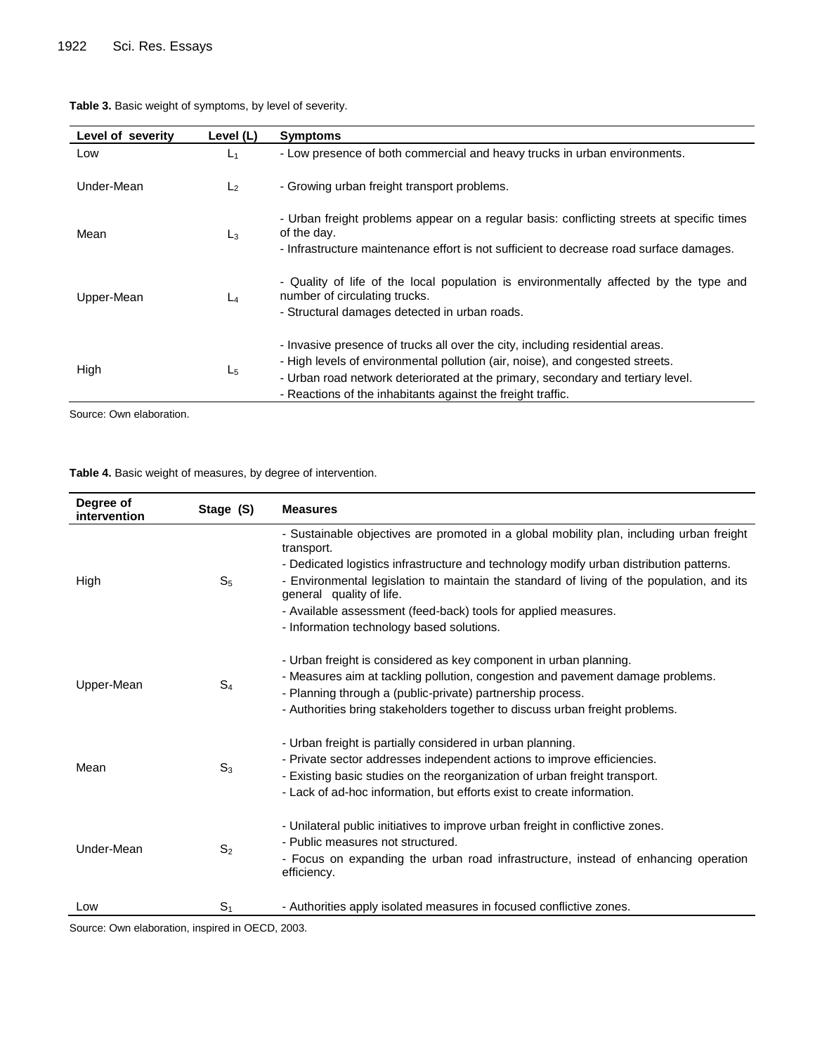**Table 3.** Basic weight of symptoms, by level of severity.

| Level of severity | Level (L) | Symptoms |
|---|---|---|
| Low | $L_1$ | - Low presence of both commercial and heavy trucks in urban environments. |
| Under-Mean | $L_2$ | - Growing urban freight transport problems. |
| Mean | $L_3$ | - Urban freight problems appear on a regular basis: conflicting streets at specific times of the day.<br>- Infrastructure maintenance effort is not sufficient to decrease road surface damages. |
| Upper-Mean | $L_4$ | - Quality of life of the local population is environmentally affected by the type and number of circulating trucks.<br>- Structural damages detected in urban roads. |
| High | $L_5$ | - Invasive presence of trucks all over the city, including residential areas.<br>- High levels of environmental pollution (air, noise), and congested streets.<br>- Urban road network deteriorated at the primary, secondary and tertiary level.<br>- Reactions of the inhabitants against the freight traffic. |

Source: Own elaboration.

**Table 4.** Basic weight of measures, by degree of intervention.

| Degree of intervention | Stage (S) | Measures |
|---|---|---|
| High | $S_5$ | - Sustainable objectives are promoted in a global mobility plan, including urban freight transport.<br>- Dedicated logistics infrastructure and technology modify urban distribution patterns.<br>- Environmental legislation to maintain the standard of living of the population, and its general quality of life.<br>- Available assessment (feed-back) tools for applied measures.<br>- Information technology based solutions. |
| Upper-Mean | $S_4$ | - Urban freight is considered as key component in urban planning.<br>- Measures aim at tackling pollution, congestion and pavement damage problems.<br>- Planning through a (public-private) partnership process.<br>- Authorities bring stakeholders together to discuss urban freight problems. |
| Mean | $S_3$ | - Urban freight is partially considered in urban planning.<br>- Private sector addresses independent actions to improve efficiencies.<br>- Existing basic studies on the reorganization of urban freight transport.<br>- Lack of ad-hoc information, but efforts exist to create information. |
| Under-Mean | $S_2$ | - Unilateral public initiatives to improve urban freight in conflictive zones.<br>- Public measures not structured.<br>- Focus on expanding the urban road infrastructure, instead of enhancing operation efficiency. |
| Low | $S_1$ | - Authorities apply isolated measures in focused conflictive zones. |

Source: Own elaboration, inspired in OECD, 2003.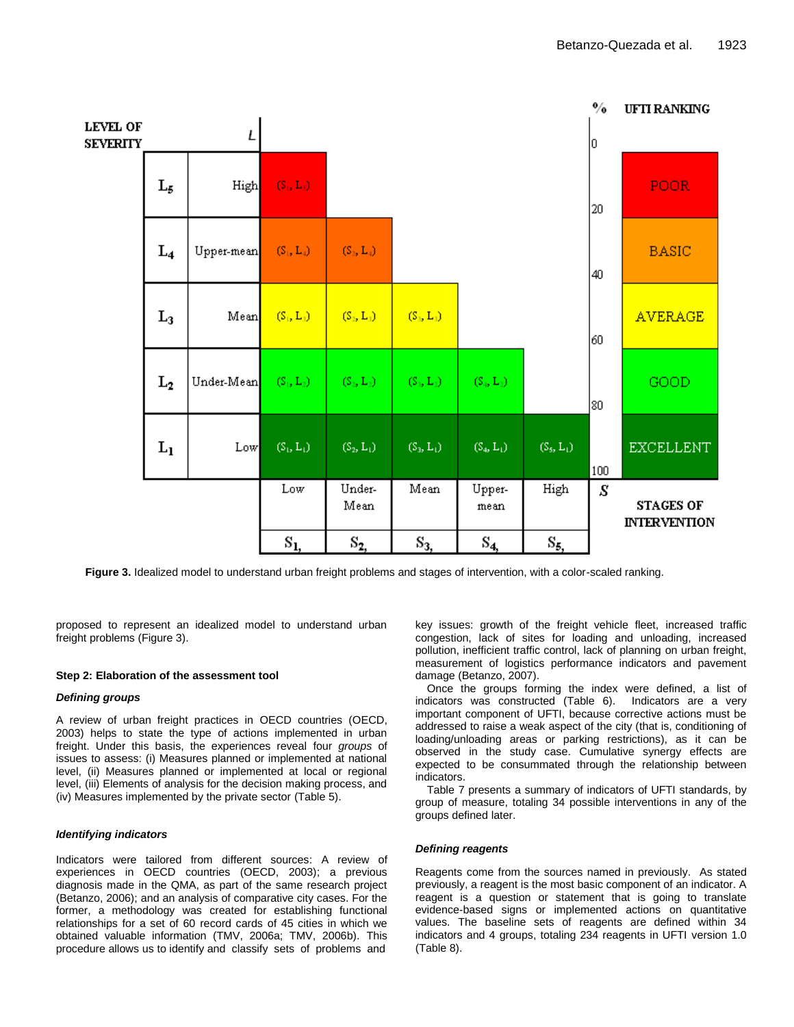**Figure 3.** Idealized model to understand urban freight problems and stages of intervention, with a color-scaled ranking.

proposed to represent an idealized model to understand urban freight problems (Figure 3).

### Step 2: Elaboration of the assessment tool

#### *Defining groups*

A review of urban freight practices in OECD countries (OECD, 2003) helps to state the type of actions implemented in urban freight. Under this basis, the experiences reveal four *groups* of issues to assess: (i) Measures planned or implemented at national level, (ii) Measures planned or implemented at local or regional level, (iii) Elements of analysis for the decision making process, and (iv) Measures implemented by the private sector (Table 5).

#### *Identifying indicators*

Indicators were tailored from different sources: A review of experiences in OECD countries (OECD, 2003); a previous diagnosis made in the QMA, as part of the same research project (Betanzo, 2006); and an analysis of comparative city cases. For the former, a methodology was created for establishing functional relationships for a set of 60 record cards of 45 cities in which we obtained valuable information (TMV, 2006a; TMV, 2006b). This procedure allows us to identify and classify sets of problems and key issues: growth of the freight vehicle fleet, increased traffic congestion, lack of sites for loading and unloading, increased pollution, inefficient traffic control, lack of planning on urban freight, measurement of logistics performance indicators and pavement damage (Betanzo, 2007).

Once the groups forming the index were defined, a list of indicators was constructed (Table 6). Indicators are a very important component of UFTI, because corrective actions must be addressed to raise a weak aspect of the city (that is, conditioning of loading/unloading areas or parking restrictions), as it can be observed in the study case. Cumulative synergy effects are expected to be consummated through the relationship between indicators.

Table 7 presents a summary of indicators of UFTI standards, by group of measure, totaling 34 possible interventions in any of the groups defined later.

#### *Defining reagents*

Reagents come from the sources named in previously. As stated previously, a reagent is the most basic component of an indicator. A reagent is a question or statement that is going to translate evidence-based signs or implemented actions on quantitative values. The baseline sets of reagents are defined within 34 indicators and 4 groups, totaling 234 reagents in UFTI version 1.0 (Table 8).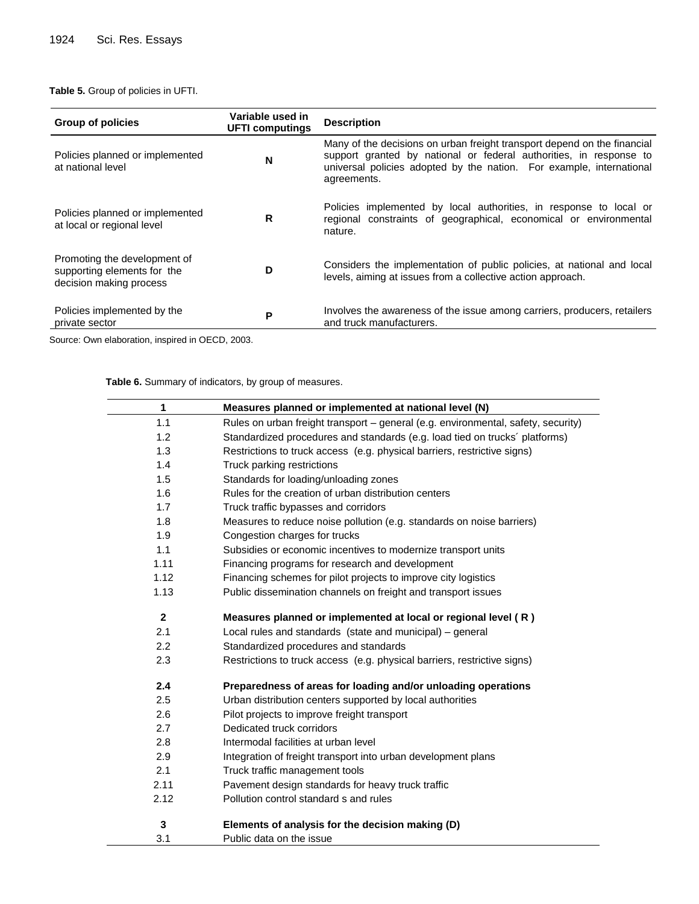**Table 5.** Group of policies in UFTI.

| Group of policies | Variable used in UFTI computings | Description |
|---|---|---|
| Policies planned or implemented at national level | N | Many of the decisions on urban freight transport depend on the financial support granted by national or federal authorities, in response to universal policies adopted by the nation. For example, international agreements. |
| Policies planned or implemented at local or regional level | R | Policies implemented by local authorities, in response to local or regional constraints of geographical, economical or environmental nature. |
| Promoting the development of supporting elements for the decision making process | D | Considers the implementation of public policies, at national and local levels, aiming at issues from a collective action approach. |
| Policies implemented by the private sector | P | Involves the awareness of the issue among carriers, producers, retailers and truck manufacturers. |

Source: Own elaboration, inspired in OECD, 2003.

**Table 6.** Summary of indicators, by group of measures.

| 1 | Measures planned or implemented at national level (N) |
|---|---|
| 1.1 | Rules on urban freight transport – general (e.g. environmental, safety, security) |
| 1.2 | Standardized procedures and standards (e.g. load tied on trucks´ platforms) |
| 1.3 | Restrictions to truck access (e.g. physical barriers, restrictive signs) |
| 1.4 | Truck parking restrictions |
| 1.5 | Standards for loading/unloading zones |
| 1.6 | Rules for the creation of urban distribution centers |
| 1.7 | Truck traffic bypasses and corridors |
| 1.8 | Measures to reduce noise pollution (e.g. standards on noise barriers) |
| 1.9 | Congestion charges for trucks |
| 1.1 | Subsidies or economic incentives to modernize transport units |
| 1.11 | Financing programs for research and development |
| 1.12 | Financing schemes for pilot projects to improve city logistics |
| 1.13 | Public dissemination channels on freight and transport issues |
| **2** | **Measures planned or implemented at local or regional level ( R )** |
| 2.1 | Local rules and standards (state and municipal) – general |
| 2.2 | Standardized procedures and standards |
| 2.3 | Restrictions to truck access (e.g. physical barriers, restrictive signs) |
| **2.4** | **Preparedness of areas for loading and/or unloading operations** |
| 2.5 | Urban distribution centers supported by local authorities |
| 2.6 | Pilot projects to improve freight transport |
| 2.7 | Dedicated truck corridors |
| 2.8 | Intermodal facilities at urban level |
| 2.9 | Integration of freight transport into urban development plans |
| 2.1 | Truck traffic management tools |
| 2.11 | Pavement design standards for heavy truck traffic |
| 2.12 | Pollution control standard s and rules |
| **3** | **Elements of analysis for the decision making (D)** |
| 3.1 | Public data on the issue |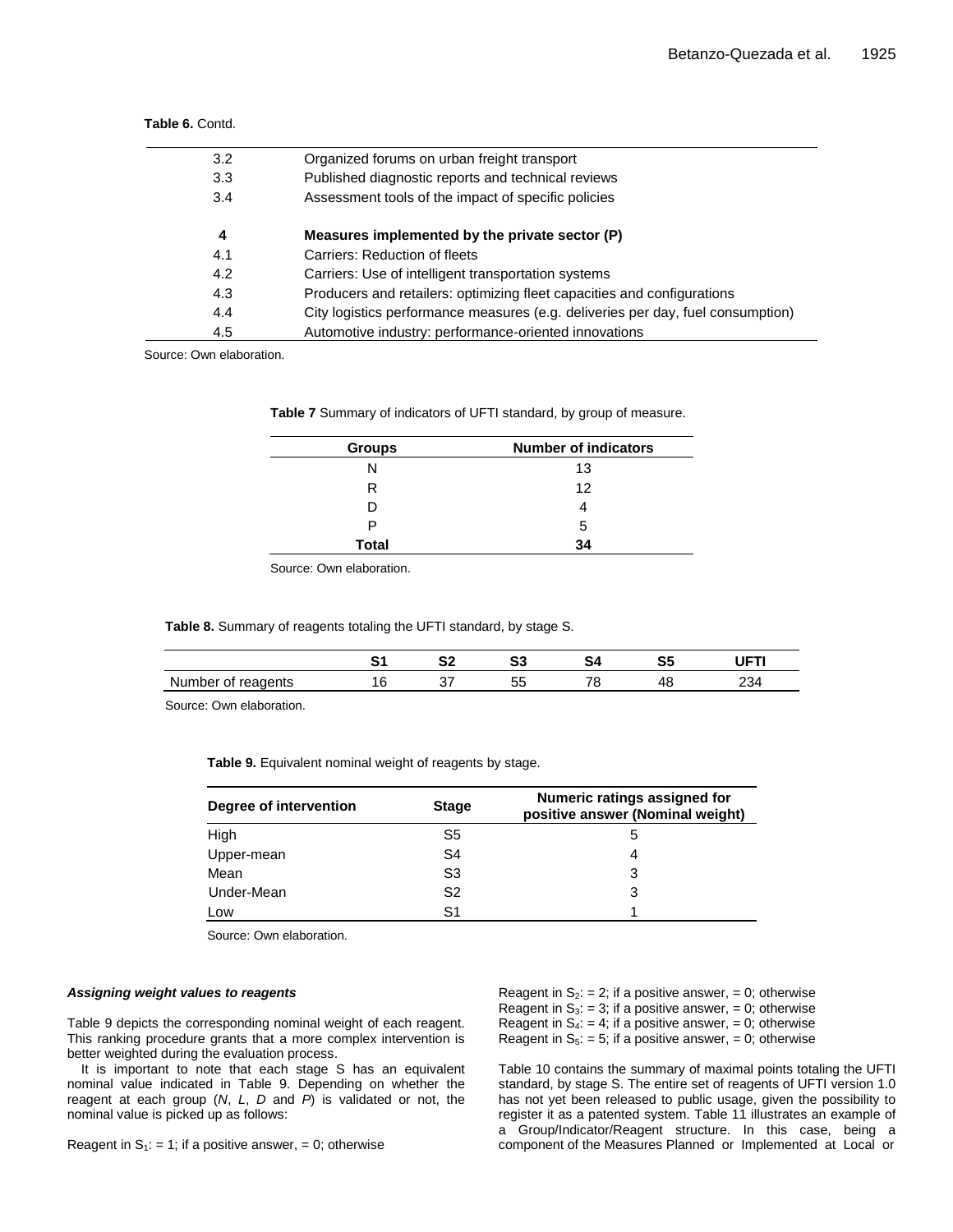**Table 6.** Contd.

| | |
|---|---|
| 3.2 | Organized forums on urban freight transport |
| 3.3 | Published diagnostic reports and technical reviews |
| 3.4 | Assessment tools of the impact of specific policies |
| | |
| **4** | **Measures implemented by the private sector (P)** |
| 4.1 | Carriers: Reduction of fleets |
| 4.2 | Carriers: Use of intelligent transportation systems |
| 4.3 | Producers and retailers: optimizing fleet capacities and configurations |
| 4.4 | City logistics performance measures (e.g. deliveries per day, fuel consumption) |
| 4.5 | Automotive industry: performance-oriented innovations |

Source: Own elaboration.

**Table 7** Summary of indicators of UFTI standard, by group of measure.

| Groups | Number of indicators |
|---|---|
| N | 13 |
| R | 12 |
| D | 4 |
| P | 5 |
| **Total** | **34** |

Source: Own elaboration.

**Table 8.** Summary of reagents totaling the UFTI standard, by stage S.

| | S1 | S2 | S3 | S4 | S5 | UFTI |
|---|---|---|---|---|---|---|
| Number of reagents | 16 | 37 | 55 | 78 | 48 | 234 |

Source: Own elaboration.

**Table 9.** Equivalent nominal weight of reagents by stage.

| Degree of intervention | Stage | Numeric ratings assigned for positive answer (Nominal weight) |
|---|---|---|
| High | S5 | 5 |
| Upper-mean | S4 | 4 |
| Mean | S3 | 3 |
| Under-Mean | S2 | 3 |
| Low | S1 | 1 |

Source: Own elaboration.

***Assigning weight values to reagents***

Table 9 depicts the corresponding nominal weight of each reagent. This ranking procedure grants that a more complex intervention is better weighted during the evaluation process.

It is important to note that each stage S has an equivalent nominal value indicated in Table 9. Depending on whether the reagent at each group (*N*, *L*, *D* and *P*) is validated or not, the nominal value is picked up as follows:

Reagent in $S_1$: = 1; if a positive answer, = 0; otherwise
Reagent in $S_2$: = 2; if a positive answer, = 0; otherwise
Reagent in $S_3$: = 3; if a positive answer, = 0; otherwise
Reagent in $S_4$: = 4; if a positive answer, = 0; otherwise
Reagent in $S_5$: = 5; if a positive answer, = 0; otherwise

Table 10 contains the summary of maximal points totaling the UFTI standard, by stage S. The entire set of reagents of UFTI version 1.0 has not yet been released to public usage, given the possibility to register it as a patented system. Table 11 illustrates an example of a Group/Indicator/Reagent structure. In this case, being a component of the Measures Planned or Implemented at Local or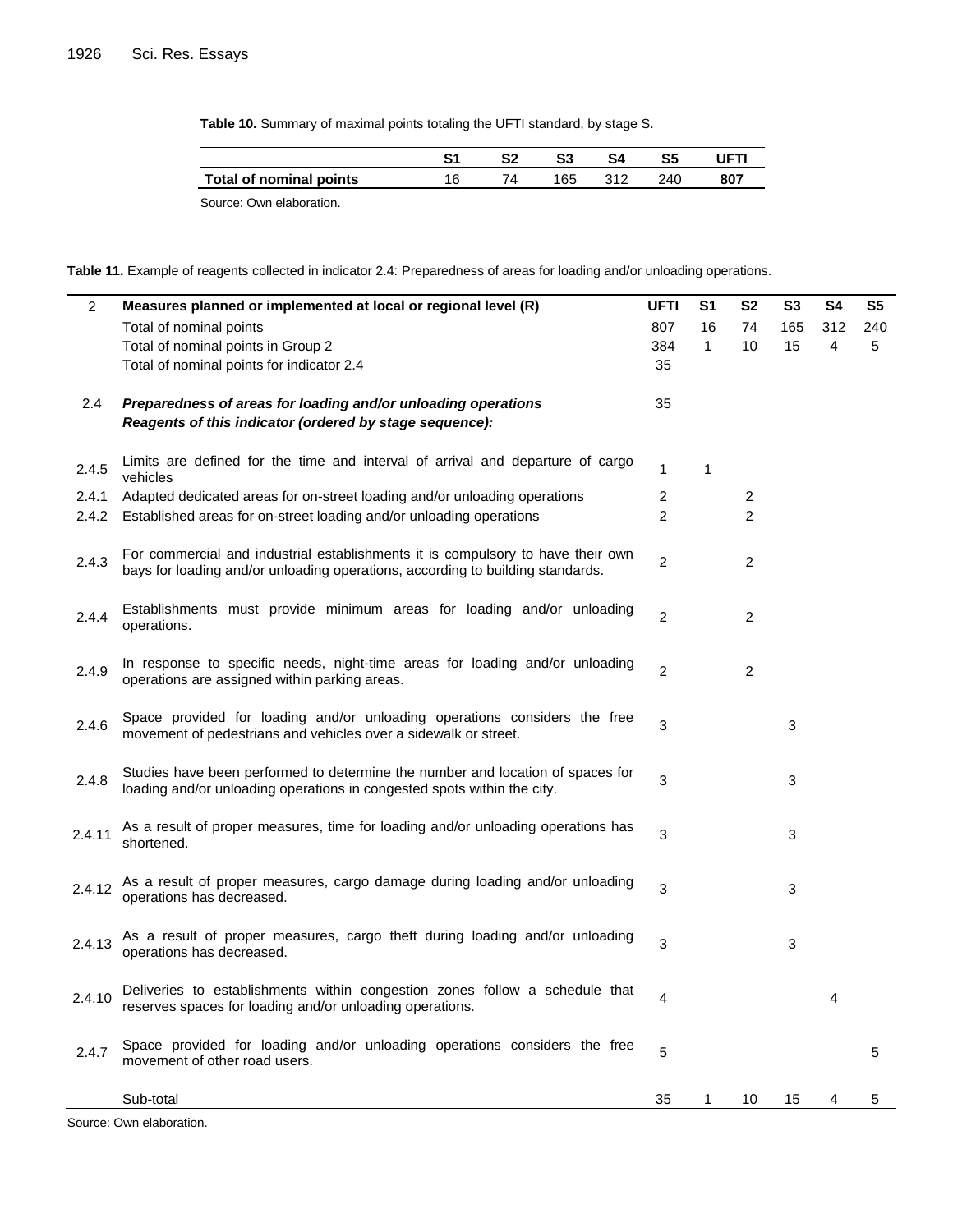**Table 10.** Summary of maximal points totaling the UFTI standard, by stage S.

| | S1 | S2 | S3 | S4 | S5 | UFTI |
|---|---|---|---|---|---|---|
| **Total of nominal points** | 16 | 74 | 165 | 312 | 240 | **807** |

Source: Own elaboration.

**Table 11.** Example of reagents collected in indicator 2.4: Preparedness of areas for loading and/or unloading operations.

| 2 | Measures planned or implemented at local or regional level (R) | UFTI | S1 | S2 | S3 | S4 | S5 |
|---|---|---|---|---|---|---|---|
| | Total of nominal points | 807 | 16 | 74 | 165 | 312 | 240 |
| | Total of nominal points in Group 2 | 384 | 1 | 10 | 15 | 4 | 5 |
| | Total of nominal points for indicator 2.4 | 35 | | | | | |
| 2.4 | ***Preparedness of areas for loading and/or unloading operations*** ***Reagents of this indicator (ordered by stage sequence):*** | 35 | | | | | |
| 2.4.5 | Limits are defined for the time and interval of arrival and departure of cargo vehicles | 1 | 1 | | | | |
| 2.4.1 | Adapted dedicated areas for on-street loading and/or unloading operations | 2 | | 2 | | | |
| 2.4.2 | Established areas for on-street loading and/or unloading operations | 2 | | 2 | | | |
| 2.4.3 | For commercial and industrial establishments it is compulsory to have their own bays for loading and/or unloading operations, according to building standards. | 2 | | 2 | | | |
| 2.4.4 | Establishments must provide minimum areas for loading and/or unloading operations. | 2 | | 2 | | | |
| 2.4.9 | In response to specific needs, night-time areas for loading and/or unloading operations are assigned within parking areas. | 2 | | 2 | | | |
| 2.4.6 | Space provided for loading and/or unloading operations considers the free movement of pedestrians and vehicles over a sidewalk or street. | 3 | | | 3 | | |
| 2.4.8 | Studies have been performed to determine the number and location of spaces for loading and/or unloading operations in congested spots within the city. | 3 | | | 3 | | |
| 2.4.11 | As a result of proper measures, time for loading and/or unloading operations has shortened. | 3 | | | 3 | | |
| 2.4.12 | As a result of proper measures, cargo damage during loading and/or unloading operations has decreased. | 3 | | | 3 | | |
| 2.4.13 | As a result of proper measures, cargo theft during loading and/or unloading operations has decreased. | 3 | | | 3 | | |
| 2.4.10 | Deliveries to establishments within congestion zones follow a schedule that reserves spaces for loading and/or unloading operations. | 4 | | | | 4 | |
| 2.4.7 | Space provided for loading and/or unloading operations considers the free movement of other road users. | 5 | | | | | 5 |
| | Sub-total | 35 | 1 | 10 | 15 | 4 | 5 |

Source: Own elaboration.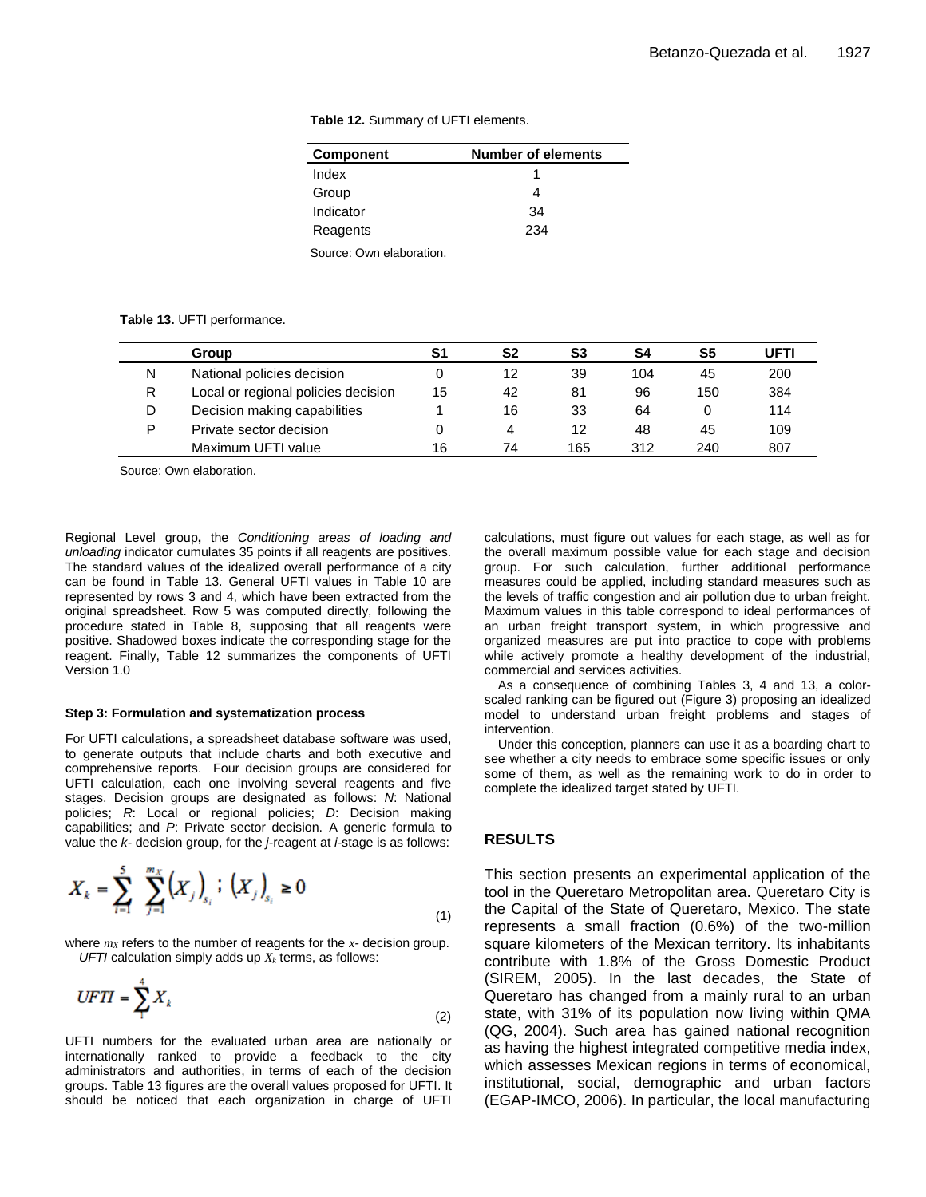**Table 12.** Summary of UFTI elements.

| Component | Number of elements |
|---|---|
| Index | 1 |
| Group | 4 |
| Indicator | 34 |
| Reagents | 234 |

Source: Own elaboration.

**Table 13.** UFTI performance.

| | Group | S1 | S2 | S3 | S4 | S5 | UFTI |
|---|---|---|---|---|---|---|---|
| N | National policies decision | 0 | 12 | 39 | 104 | 45 | 200 |
| R | Local or regional policies decision | 15 | 42 | 81 | 96 | 150 | 384 |
| D | Decision making capabilities | 1 | 16 | 33 | 64 | 0 | 114 |
| P | Private sector decision | 0 | 4 | 12 | 48 | 45 | 109 |
| | Maximum UFTI value | 16 | 74 | 165 | 312 | 240 | 807 |

Source: Own elaboration.

Regional Level group**,** the *Conditioning areas of loading and unloading* indicator cumulates 35 points if all reagents are positives. The standard values of the idealized overall performance of a city can be found in Table 13. General UFTI values in Table 10 are represented by rows 3 and 4, which have been extracted from the original spreadsheet. Row 5 was computed directly, following the procedure stated in Table 8, supposing that all reagents were positive. Shadowed boxes indicate the corresponding stage for the reagent. Finally, Table 12 summarizes the components of UFTI Version 1.0

#### Step 3: Formulation and systematization process

For UFTI calculations, a spreadsheet database software was used, to generate outputs that include charts and both executive and comprehensive reports. Four decision groups are considered for UFTI calculation, each one involving several reagents and five stages. Decision groups are designated as follows: *N*: National policies; *R*: Local or regional policies; *D*: Decision making capabilities; and *P*: Private sector decision. A generic formula to value the *k*- decision group, for the *j*-reagent at *i*-stage is as follows:

$$X_k = \sum_{i=1}^{5} \sum_{j=1}^{m_X} \left(X_j\right)_{s_i} \; ; \; \left(X_j\right)_{s_i} \geq 0 \tag{1}$$

where $m_X$ refers to the number of reagents for the $x$- decision group.

*UFTI* calculation simply adds up $X_k$ terms, as follows:

$$UFTI = \sum_{1}^{4} X_k \tag{2}$$

UFTI numbers for the evaluated urban area are nationally or internationally ranked to provide a feedback to the city administrators and authorities, in terms of each of the decision groups. Table 13 figures are the overall values proposed for UFTI. It should be noticed that each organization in charge of UFTI calculations, must figure out values for each stage, as well as for the overall maximum possible value for each stage and decision group. For such calculation, further additional performance measures could be applied, including standard measures such as the levels of traffic congestion and air pollution due to urban freight. Maximum values in this table correspond to ideal performances of an urban freight transport system, in which progressive and organized measures are put into practice to cope with problems while actively promote a healthy development of the industrial, commercial and services activities.

As a consequence of combining Tables 3, 4 and 13, a color-scaled ranking can be figured out (Figure 3) proposing an idealized model to understand urban freight problems and stages of intervention.

Under this conception, planners can use it as a boarding chart to see whether a city needs to embrace some specific issues or only some of them, as well as the remaining work to do in order to complete the idealized target stated by UFTI.

## RESULTS

This section presents an experimental application of the tool in the Queretaro Metropolitan area. Queretaro City is the Capital of the State of Queretaro, Mexico. The state represents a small fraction (0.6%) of the two-million square kilometers of the Mexican territory. Its inhabitants contribute with 1.8% of the Gross Domestic Product (SIREM, 2005). In the last decades, the State of Queretaro has changed from a mainly rural to an urban state, with 31% of its population now living within QMA (QG, 2004). Such area has gained national recognition as having the highest integrated competitive media index, which assesses Mexican regions in terms of economical, institutional, social, demographic and urban factors (EGAP-IMCO, 2006). In particular, the local manufacturing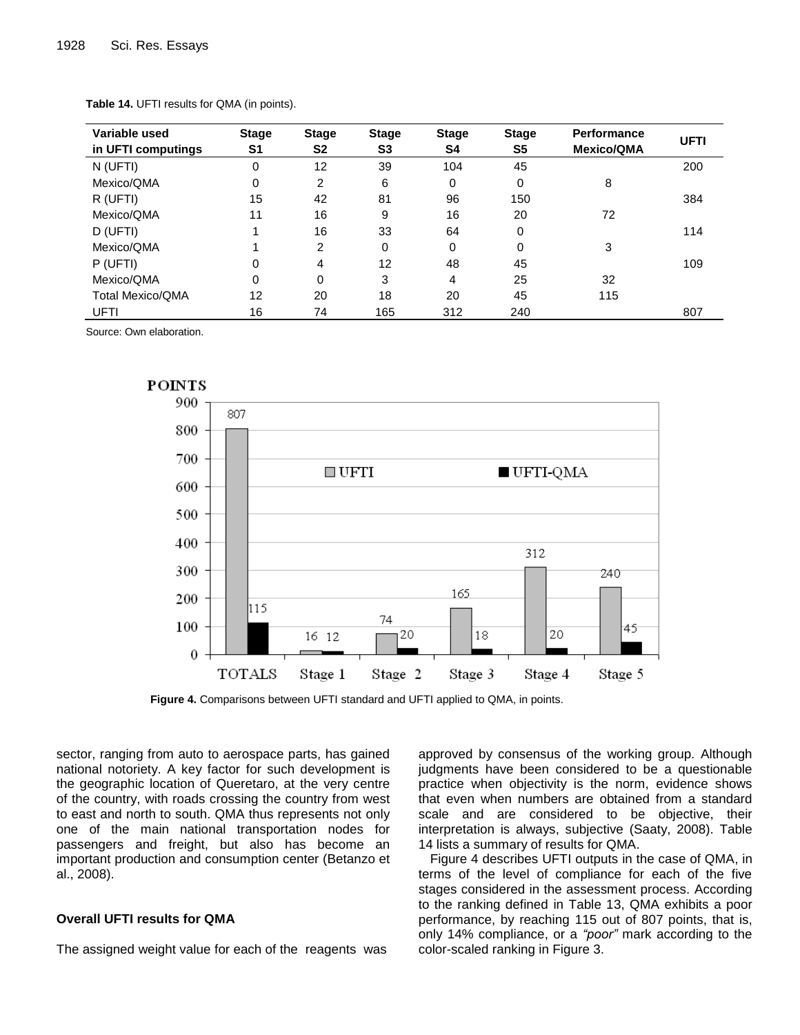**Table 14.** UFTI results for QMA (in points).

| Variable used in UFTI computings | Stage S1 | Stage S2 | Stage S3 | Stage S4 | Stage S5 | Performance Mexico/QMA | UFTI |
|---|---|---|---|---|---|---|---|
| N (UFTI) | 0 | 12 | 39 | 104 | 45 | | 200 |
| Mexico/QMA | 0 | 2 | 6 | 0 | 0 | 8 | |
| R (UFTI) | 15 | 42 | 81 | 96 | 150 | | 384 |
| Mexico/QMA | 11 | 16 | 9 | 16 | 20 | 72 | |
| D (UFTI) | 1 | 16 | 33 | 64 | 0 | | 114 |
| Mexico/QMA | 1 | 2 | 0 | 0 | 0 | 3 | |
| P (UFTI) | 0 | 4 | 12 | 48 | 45 | | 109 |
| Mexico/QMA | 0 | 0 | 3 | 4 | 25 | 32 | |
| Total Mexico/QMA | 12 | 20 | 18 | 20 | 45 | 115 | |
| UFTI | 16 | 74 | 165 | 312 | 240 | | 807 |

Source: Own elaboration.

**Figure 4.** Comparisons between UFTI standard and UFTI applied to QMA, in points.

sector, ranging from auto to aerospace parts, has gained national notoriety. A key factor for such development is the geographic location of Queretaro, at the very centre of the country, with roads crossing the country from west to east and north to south. QMA thus represents not only one of the main national transportation nodes for passengers and freight, but also has become an important production and consumption center (Betanzo et al., 2008).

### Overall UFTI results for QMA

The assigned weight value for each of the reagents was approved by consensus of the working group. Although judgments have been considered to be a questionable practice when objectivity is the norm, evidence shows that even when numbers are obtained from a standard scale and are considered to be objective, their interpretation is always, subjective (Saaty, 2008). Table 14 lists a summary of results for QMA.

Figure 4 describes UFTI outputs in the case of QMA, in terms of the level of compliance for each of the five stages considered in the assessment process. According to the ranking defined in Table 13, QMA exhibits a poor performance, by reaching 115 out of 807 points, that is, only 14% compliance, or a *"poor"* mark according to the color-scaled ranking in Figure 3.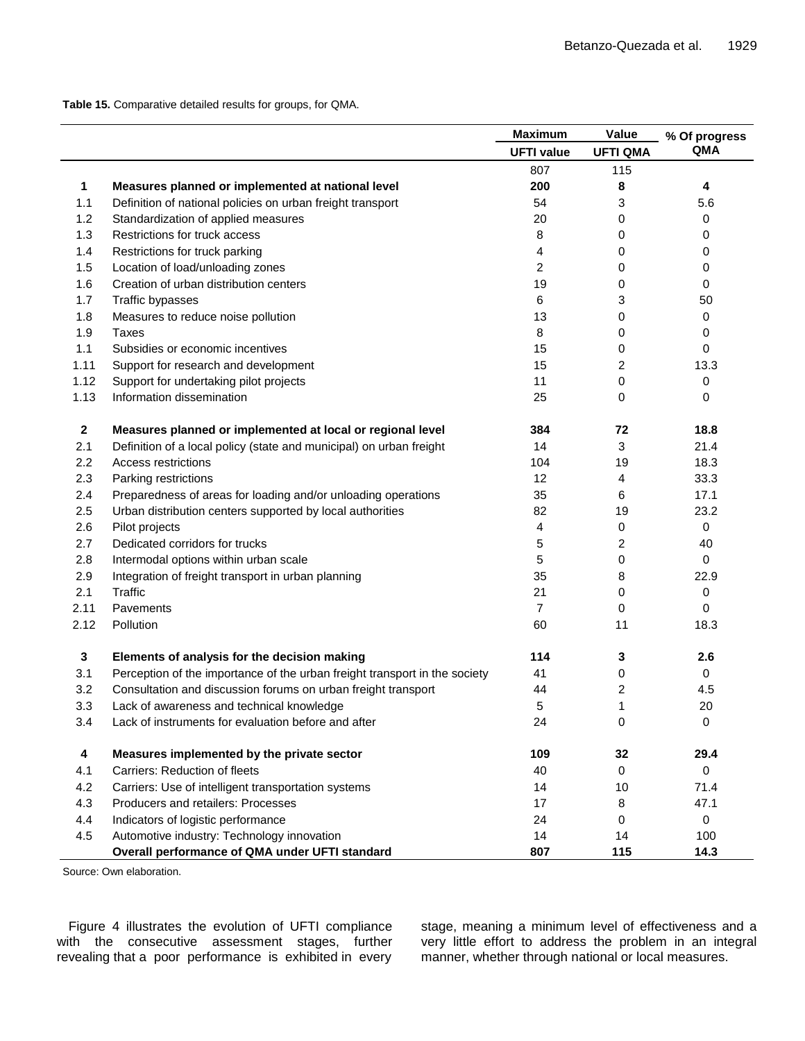**Table 15.** Comparative detailed results for groups, for QMA.

| | | Maximum | Value | % Of progress QMA |
|---|---|---|---|---|
| | | UFTI value | UFTI QMA | |
| | | 807 | 115 | |
| **1** | **Measures planned or implemented at national level** | **200** | **8** | **4** |
| 1.1 | Definition of national policies on urban freight transport | 54 | 3 | 5.6 |
| 1.2 | Standardization of applied measures | 20 | 0 | 0 |
| 1.3 | Restrictions for truck access | 8 | 0 | 0 |
| 1.4 | Restrictions for truck parking | 4 | 0 | 0 |
| 1.5 | Location of load/unloading zones | 2 | 0 | 0 |
| 1.6 | Creation of urban distribution centers | 19 | 0 | 0 |
| 1.7 | Traffic bypasses | 6 | 3 | 50 |
| 1.8 | Measures to reduce noise pollution | 13 | 0 | 0 |
| 1.9 | Taxes | 8 | 0 | 0 |
| 1.1 | Subsidies or economic incentives | 15 | 0 | 0 |
| 1.11 | Support for research and development | 15 | 2 | 13.3 |
| 1.12 | Support for undertaking pilot projects | 11 | 0 | 0 |
| 1.13 | Information dissemination | 25 | 0 | 0 |
| **2** | **Measures planned or implemented at local or regional level** | **384** | **72** | **18.8** |
| 2.1 | Definition of a local policy (state and municipal) on urban freight | 14 | 3 | 21.4 |
| 2.2 | Access restrictions | 104 | 19 | 18.3 |
| 2.3 | Parking restrictions | 12 | 4 | 33.3 |
| 2.4 | Preparedness of areas for loading and/or unloading operations | 35 | 6 | 17.1 |
| 2.5 | Urban distribution centers supported by local authorities | 82 | 19 | 23.2 |
| 2.6 | Pilot projects | 4 | 0 | 0 |
| 2.7 | Dedicated corridors for trucks | 5 | 2 | 40 |
| 2.8 | Intermodal options within urban scale | 5 | 0 | 0 |
| 2.9 | Integration of freight transport in urban planning | 35 | 8 | 22.9 |
| 2.1 | Traffic | 21 | 0 | 0 |
| 2.11 | Pavements | 7 | 0 | 0 |
| 2.12 | Pollution | 60 | 11 | 18.3 |
| **3** | **Elements of analysis for the decision making** | **114** | **3** | **2.6** |
| 3.1 | Perception of the importance of the urban freight transport in the society | 41 | 0 | 0 |
| 3.2 | Consultation and discussion forums on urban freight transport | 44 | 2 | 4.5 |
| 3.3 | Lack of awareness and technical knowledge | 5 | 1 | 20 |
| 3.4 | Lack of instruments for evaluation before and after | 24 | 0 | 0 |
| **4** | **Measures implemented by the private sector** | **109** | **32** | **29.4** |
| 4.1 | Carriers: Reduction of fleets | 40 | 0 | 0 |
| 4.2 | Carriers: Use of intelligent transportation systems | 14 | 10 | 71.4 |
| 4.3 | Producers and retailers: Processes | 17 | 8 | 47.1 |
| 4.4 | Indicators of logistic performance | 24 | 0 | 0 |
| 4.5 | Automotive industry: Technology innovation | 14 | 14 | 100 |
| | **Overall performance of QMA under UFTI standard** | **807** | **115** | **14.3** |

Source: Own elaboration.

Figure 4 illustrates the evolution of UFTI compliance with the consecutive assessment stages, further revealing that a poor performance is exhibited in every stage, meaning a minimum level of effectiveness and a very little effort to address the problem in an integral manner, whether through national or local measures.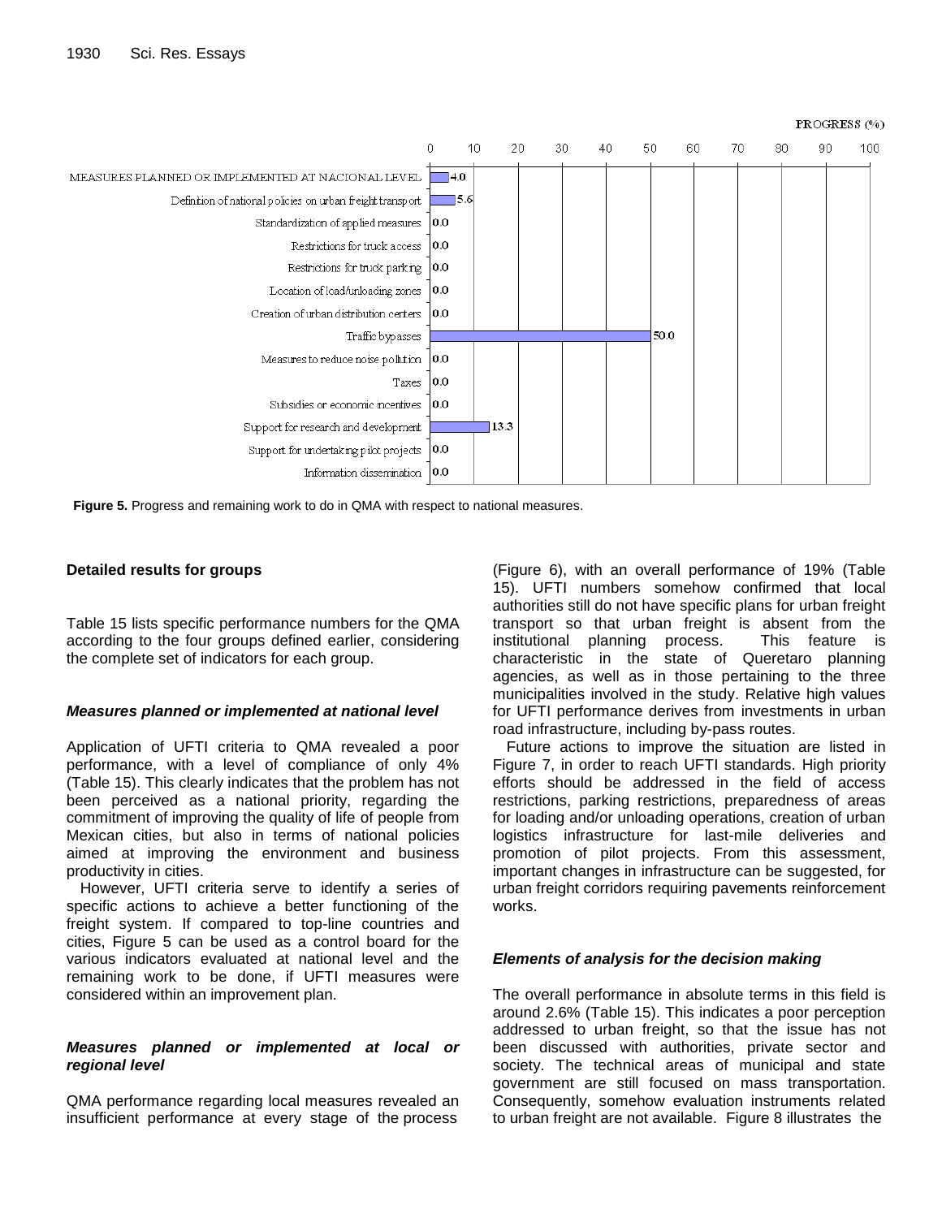| Measure | Progress (%) |
|---|---|
| MEASURES PLANNED OR IMPLEMENTED AT NACIONAL LEVEL | 4.0 |
| Definition of national policies on urban freight transport | 5.6 |
| Standardization of applied measures | 0.0 |
| Restrictions for truck access | 0.0 |
| Restrictions for truck parking | 0.0 |
| Location of load/unloading zones | 0.0 |
| Creation of urban distribution centers | 0.0 |
| Traffic bypasses | 50.0 |
| Measures to reduce noise pollution | 0.0 |
| Taxes | 0.0 |
| Subsidies or economic incentives | 0.0 |
| Support for research and development | 13.3 |
| Support for undertaking pilot projects | 0.0 |
| Information dissemination | 0.0 |

**Figure 5.** Progress and remaining work to do in QMA with respect to national measures.

### Detailed results for groups

Table 15 lists specific performance numbers for the QMA according to the four groups defined earlier, considering the complete set of indicators for each group.

#### *Measures planned or implemented at national level*

Application of UFTI criteria to QMA revealed a poor performance, with a level of compliance of only 4% (Table 15). This clearly indicates that the problem has not been perceived as a national priority, regarding the commitment of improving the quality of life of people from Mexican cities, but also in terms of national policies aimed at improving the environment and business productivity in cities.

However, UFTI criteria serve to identify a series of specific actions to achieve a better functioning of the freight system. If compared to top-line countries and cities, Figure 5 can be used as a control board for the various indicators evaluated at national level and the remaining work to be done, if UFTI measures were considered within an improvement plan.

#### *Measures planned or implemented at local or regional level*

QMA performance regarding local measures revealed an insufficient performance at every stage of the process (Figure 6), with an overall performance of 19% (Table 15). UFTI numbers somehow confirmed that local authorities still do not have specific plans for urban freight transport so that urban freight is absent from the institutional planning process. This feature is characteristic in the state of Queretaro planning agencies, as well as in those pertaining to the three municipalities involved in the study. Relative high values for UFTI performance derives from investments in urban road infrastructure, including by-pass routes.

Future actions to improve the situation are listed in Figure 7, in order to reach UFTI standards. High priority efforts should be addressed in the field of access restrictions, parking restrictions, preparedness of areas for loading and/or unloading operations, creation of urban logistics infrastructure for last-mile deliveries and promotion of pilot projects. From this assessment, important changes in infrastructure can be suggested, for urban freight corridors requiring pavements reinforcement works.

#### *Elements of analysis for the decision making*

The overall performance in absolute terms in this field is around 2.6% (Table 15). This indicates a poor perception addressed to urban freight, so that the issue has not been discussed with authorities, private sector and society. The technical areas of municipal and state government are still focused on mass transportation. Consequently, somehow evaluation instruments related to urban freight are not available. Figure 8 illustrates the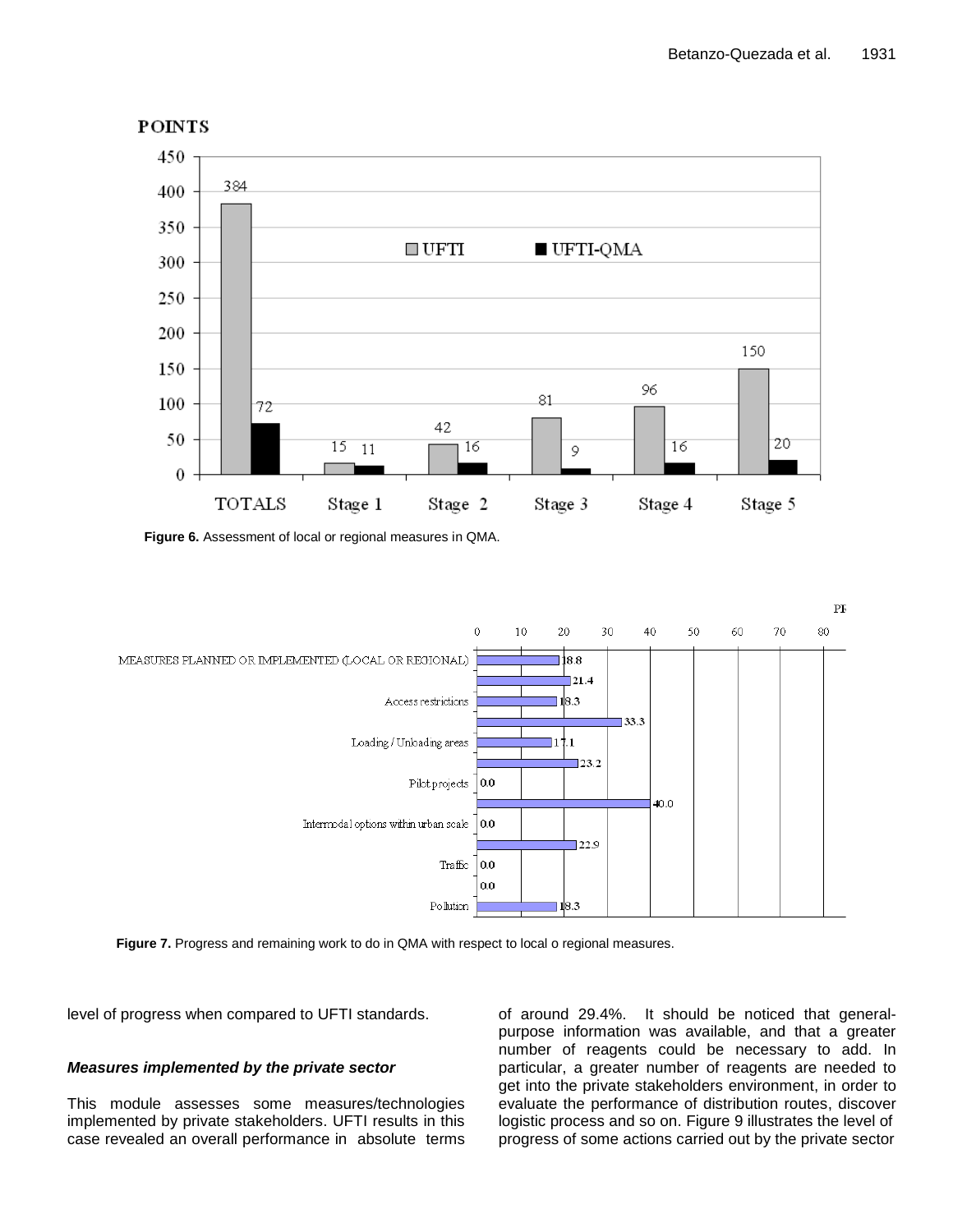**Figure 6.** Assessment of local or regional measures in QMA.

**Figure 7.** Progress and remaining work to do in QMA with respect to local o regional measures.

level of progress when compared to UFTI standards.

### *Measures implemented by the private sector*

This module assesses some measures/technologies implemented by private stakeholders. UFTI results in this case revealed an overall performance in absolute terms of around 29.4%. It should be noticed that general-purpose information was available, and that a greater number of reagents could be necessary to add. In particular, a greater number of reagents are needed to get into the private stakeholders environment, in order to evaluate the performance of distribution routes, discover logistic process and so on. Figure 9 illustrates the level of progress of some actions carried out by the private sector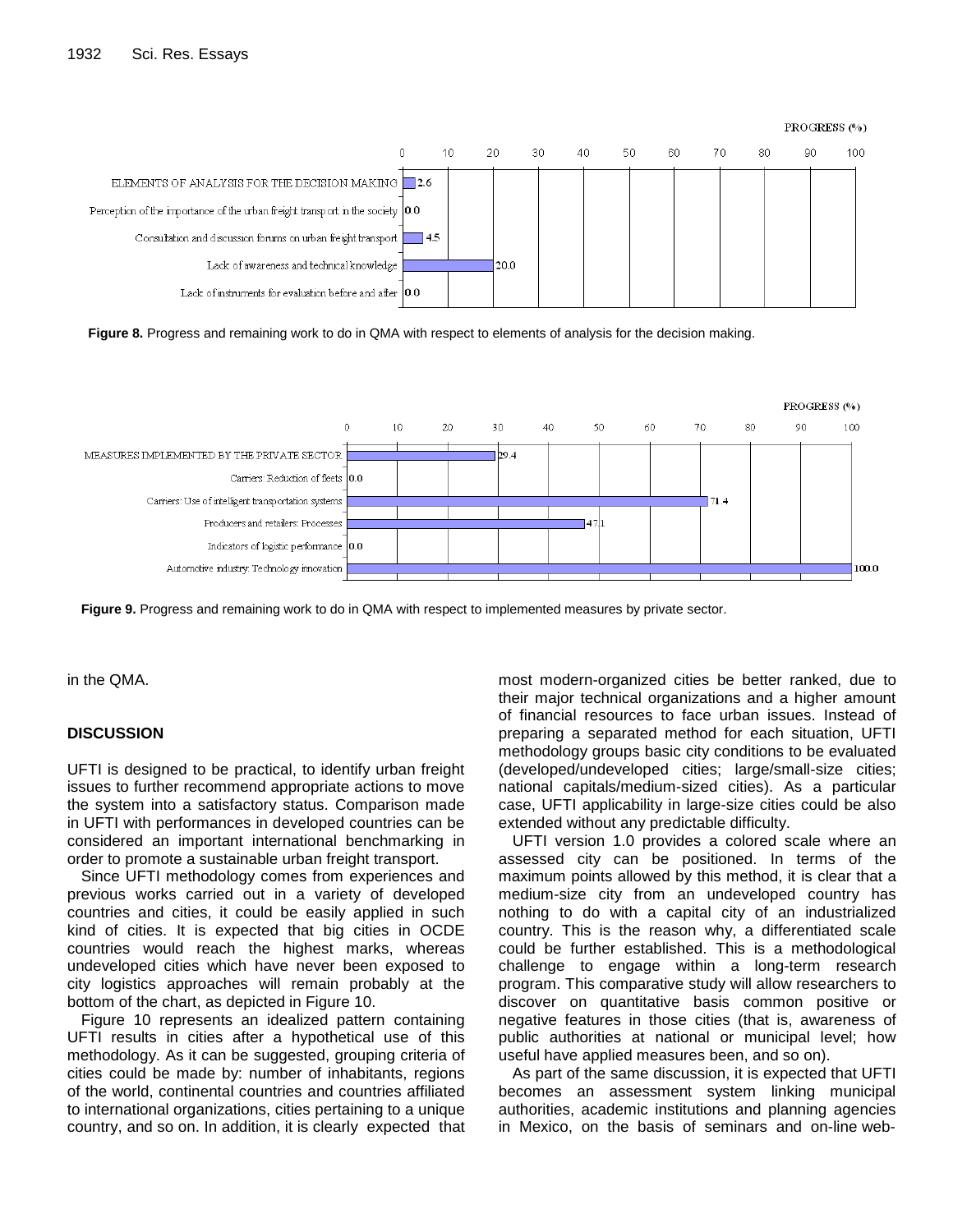PROGRESS (%)

0 10 20 30 40 50 60 70 80 90 100

ELEMENTS OF ANALYSIS FOR THE DECISION MAKING 2.6

Perception of the importance of the urban freight transport in the society 0.0

Consultation and discussion forums on urban freight transport 4.5

Lack of awareness and technical knowledge 20.0

Lack of instruments for evaluation before and after 0.0

**Figure 8.** Progress and remaining work to do in QMA with respect to elements of analysis for the decision making.

PROGRESS (%)

0 10 20 30 40 50 60 70 80 90 100

MEASURES IMPLEMENTED BY THE PRIVATE SECTOR 29.4

Carriers: Reduction of fleets 0.0

Carriers: Use of intelligent transportation systems 71.4

Producers and retailers: Processes 47.1

Indicators of logistic performance 0.0

Automotive industry: Technology innovation 100.0

**Figure 9.** Progress and remaining work to do in QMA with respect to implemented measures by private sector.

in the QMA.

## DISCUSSION

UFTI is designed to be practical, to identify urban freight issues to further recommend appropriate actions to move the system into a satisfactory status. Comparison made in UFTI with performances in developed countries can be considered an important international benchmarking in order to promote a sustainable urban freight transport.

Since UFTI methodology comes from experiences and previous works carried out in a variety of developed countries and cities, it could be easily applied in such kind of cities. It is expected that big cities in OCDE countries would reach the highest marks, whereas undeveloped cities which have never been exposed to city logistics approaches will remain probably at the bottom of the chart, as depicted in Figure 10.

Figure 10 represents an idealized pattern containing UFTI results in cities after a hypothetical use of this methodology. As it can be suggested, grouping criteria of cities could be made by: number of inhabitants, regions of the world, continental countries and countries affiliated to international organizations, cities pertaining to a unique country, and so on. In addition, it is clearly expected that most modern-organized cities be better ranked, due to their major technical organizations and a higher amount of financial resources to face urban issues. Instead of preparing a separated method for each situation, UFTI methodology groups basic city conditions to be evaluated (developed/undeveloped cities; large/small-size cities; national capitals/medium-sized cities). As a particular case, UFTI applicability in large-size cities could be also extended without any predictable difficulty.

UFTI version 1.0 provides a colored scale where an assessed city can be positioned. In terms of the maximum points allowed by this method, it is clear that a medium-size city from an undeveloped country has nothing to do with a capital city of an industrialized country. This is the reason why, a differentiated scale could be further established. This is a methodological challenge to engage within a long-term research program. This comparative study will allow researchers to discover on quantitative basis common positive or negative features in those cities (that is, awareness of public authorities at national or municipal level; how useful have applied measures been, and so on).

As part of the same discussion, it is expected that UFTI becomes an assessment system linking municipal authorities, academic institutions and planning agencies in Mexico, on the basis of seminars and on-line web-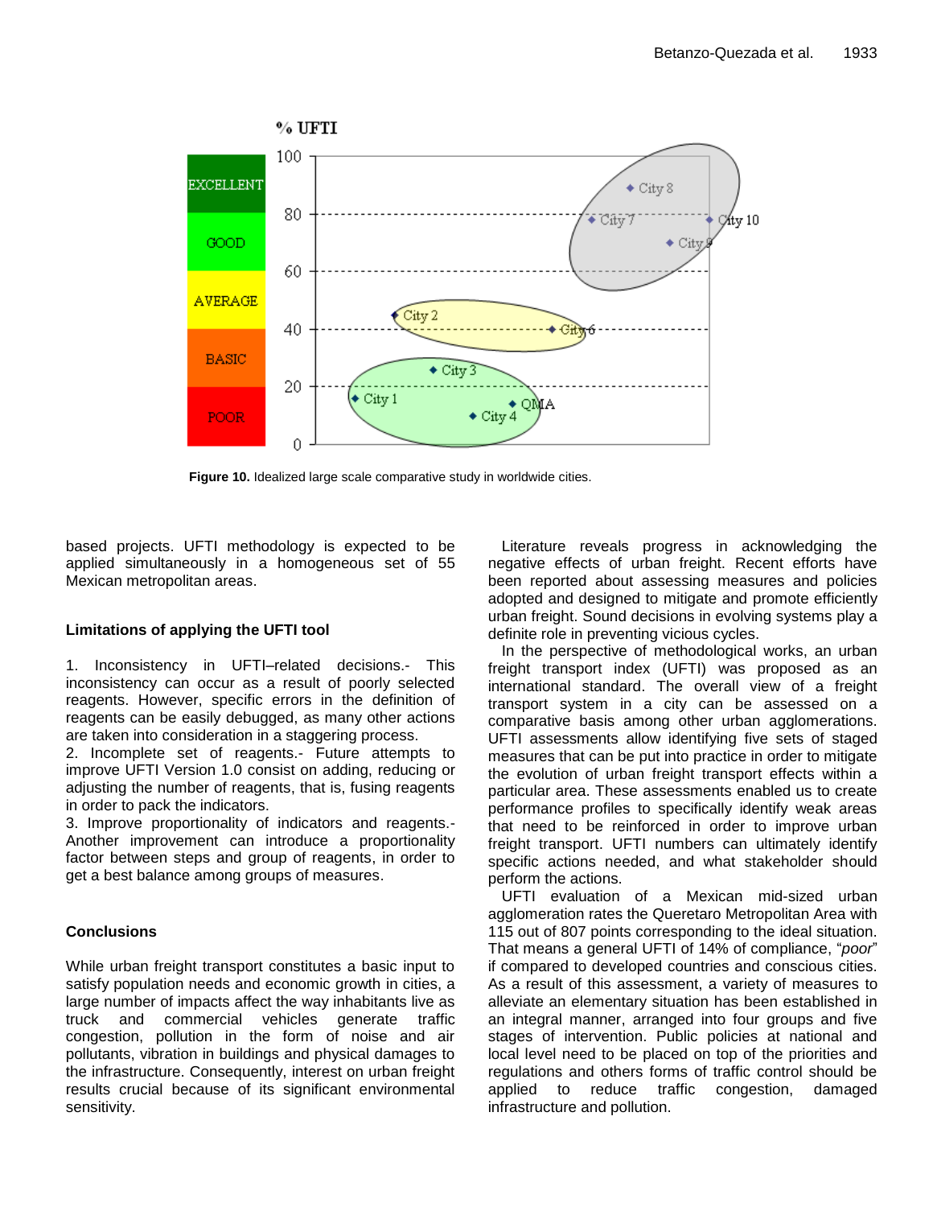Figure 10. Idealized large scale comparative study in worldwide cities.

based projects. UFTI methodology is expected to be applied simultaneously in a homogeneous set of 55 Mexican metropolitan areas.

### Limitations of applying the UFTI tool

1. Inconsistency in UFTI–related decisions.- This inconsistency can occur as a result of poorly selected reagents. However, specific errors in the definition of reagents can be easily debugged, as many other actions are taken into consideration in a staggering process.
2. Incomplete set of reagents.- Future attempts to improve UFTI Version 1.0 consist on adding, reducing or adjusting the number of reagents, that is, fusing reagents in order to pack the indicators.
3. Improve proportionality of indicators and reagents.- Another improvement can introduce a proportionality factor between steps and group of reagents, in order to get a best balance among groups of measures.

## Conclusions

While urban freight transport constitutes a basic input to satisfy population needs and economic growth in cities, a large number of impacts affect the way inhabitants live as truck and commercial vehicles generate traffic congestion, pollution in the form of noise and air pollutants, vibration in buildings and physical damages to the infrastructure. Consequently, interest on urban freight results crucial because of its significant environmental sensitivity.

Literature reveals progress in acknowledging the negative effects of urban freight. Recent efforts have been reported about assessing measures and policies adopted and designed to mitigate and promote efficiently urban freight. Sound decisions in evolving systems play a definite role in preventing vicious cycles.

In the perspective of methodological works, an urban freight transport index (UFTI) was proposed as an international standard. The overall view of a freight transport system in a city can be assessed on a comparative basis among other urban agglomerations. UFTI assessments allow identifying five sets of staged measures that can be put into practice in order to mitigate the evolution of urban freight transport effects within a particular area. These assessments enabled us to create performance profiles to specifically identify weak areas that need to be reinforced in order to improve urban freight transport. UFTI numbers can ultimately identify specific actions needed, and what stakeholder should perform the actions.

UFTI evaluation of a Mexican mid-sized urban agglomeration rates the Queretaro Metropolitan Area with 115 out of 807 points corresponding to the ideal situation. That means a general UFTI of 14% of compliance, "*poor*" if compared to developed countries and conscious cities. As a result of this assessment, a variety of measures to alleviate an elementary situation has been established in an integral manner, arranged into four groups and five stages of intervention. Public policies at national and local level need to be placed on top of the priorities and regulations and others forms of traffic control should be applied to reduce traffic congestion, damaged infrastructure and pollution.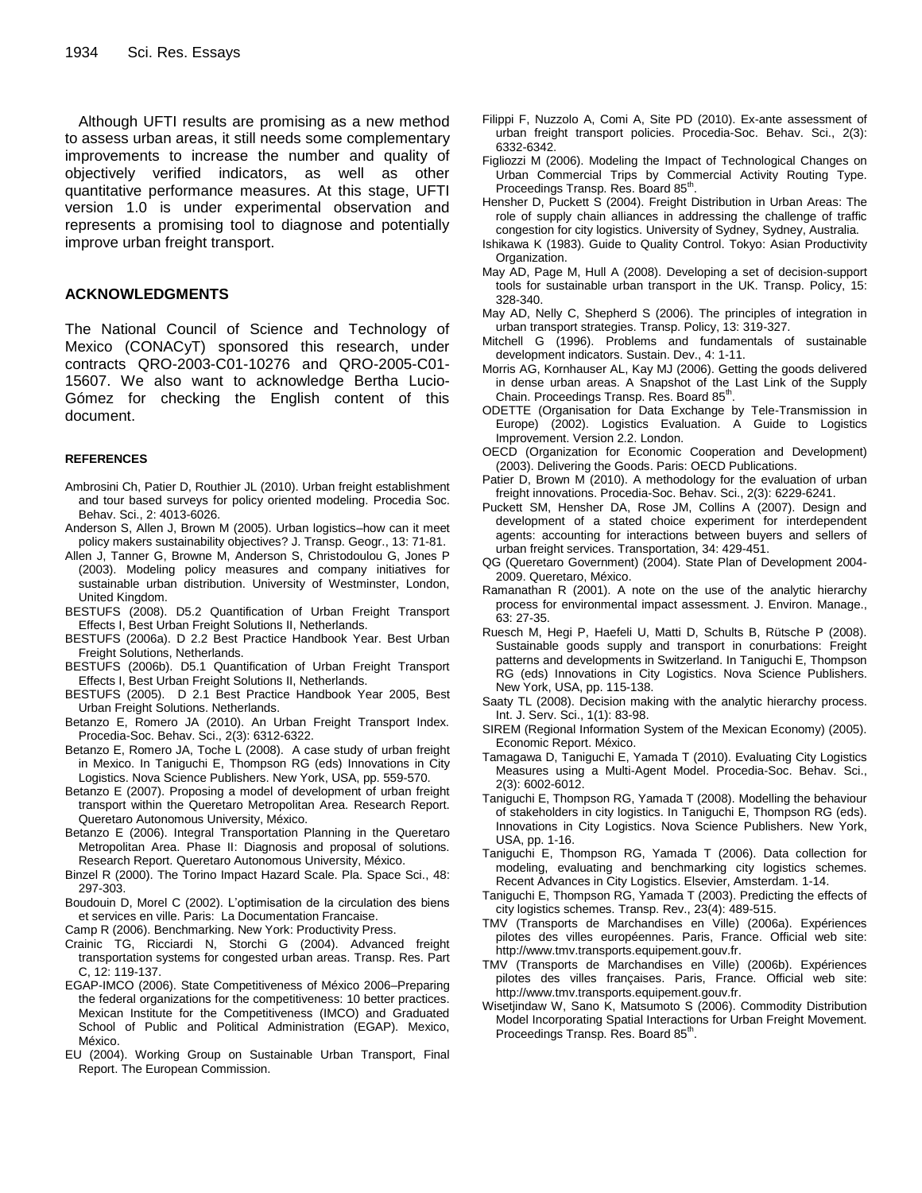Although UFTI results are promising as a new method to assess urban areas, it still needs some complementary improvements to increase the number and quality of objectively verified indicators, as well as other quantitative performance measures. At this stage, UFTI version 1.0 is under experimental observation and represents a promising tool to diagnose and potentially improve urban freight transport.

## ACKNOWLEDGMENTS

The National Council of Science and Technology of Mexico (CONACyT) sponsored this research, under contracts QRO-2003-C01-10276 and QRO-2005-C01-15607. We also want to acknowledge Bertha Lucio-Gómez for checking the English content of this document.

### REFERENCES

Ambrosini Ch, Patier D, Routhier JL (2010). Urban freight establishment and tour based surveys for policy oriented modeling. Procedia Soc. Behav. Sci., 2: 4013-6026.

Anderson S, Allen J, Brown M (2005). Urban logistics–how can it meet policy makers sustainability objectives? J. Transp. Geogr., 13: 71-81.

Allen J, Tanner G, Browne M, Anderson S, Christodoulou G, Jones P (2003). Modeling policy measures and company initiatives for sustainable urban distribution. University of Westminster, London, United Kingdom.

BESTUFS (2008). D5.2 Quantification of Urban Freight Transport Effects I, Best Urban Freight Solutions II, Netherlands.

BESTUFS (2006a). D 2.2 Best Practice Handbook Year. Best Urban Freight Solutions, Netherlands.

BESTUFS (2006b). D5.1 Quantification of Urban Freight Transport Effects I, Best Urban Freight Solutions II, Netherlands.

BESTUFS (2005). D 2.1 Best Practice Handbook Year 2005, Best Urban Freight Solutions. Netherlands.

Betanzo E, Romero JA (2010). An Urban Freight Transport Index. Procedia-Soc. Behav. Sci., 2(3): 6312-6322.

Betanzo E, Romero JA, Toche L (2008). A case study of urban freight in Mexico. In Taniguchi E, Thompson RG (eds) Innovations in City Logistics. Nova Science Publishers. New York, USA, pp. 559-570.

Betanzo E (2007). Proposing a model of development of urban freight transport within the Queretaro Metropolitan Area. Research Report. Queretaro Autonomous University, México.

Betanzo E (2006). Integral Transportation Planning in the Queretaro Metropolitan Area. Phase II: Diagnosis and proposal of solutions. Research Report. Queretaro Autonomous University, México.

Binzel R (2000). The Torino Impact Hazard Scale. Pla. Space Sci., 48: 297-303.

Boudouin D, Morel C (2002). L'optimisation de la circulation des biens et services en ville. Paris: La Documentation Francaise.

Camp R (2006). Benchmarking. New York: Productivity Press.

Crainic TG, Ricciardi N, Storchi G (2004). Advanced freight transportation systems for congested urban areas. Transp. Res. Part C, 12: 119-137.

EGAP-IMCO (2006). State Competitiveness of México 2006–Preparing the federal organizations for the competitiveness: 10 better practices. Mexican Institute for the Competitiveness (IMCO) and Graduated School of Public and Political Administration (EGAP). Mexico, México.

EU (2004). Working Group on Sustainable Urban Transport, Final Report. The European Commission.

Filippi F, Nuzzolo A, Comi A, Site PD (2010). Ex-ante assessment of urban freight transport policies. Procedia-Soc. Behav. Sci., 2(3): 6332-6342.

Figliozzi M (2006). Modeling the Impact of Technological Changes on Urban Commercial Trips by Commercial Activity Routing Type. Proceedings Transp. Res. Board 85th.

Hensher D, Puckett S (2004). Freight Distribution in Urban Areas: The role of supply chain alliances in addressing the challenge of traffic congestion for city logistics. University of Sydney, Sydney, Australia.

Ishikawa K (1983). Guide to Quality Control. Tokyo: Asian Productivity Organization.

May AD, Page M, Hull A (2008). Developing a set of decision-support tools for sustainable urban transport in the UK. Transp. Policy, 15: 328-340.

May AD, Nelly C, Shepherd S (2006). The principles of integration in urban transport strategies. Transp. Policy, 13: 319-327.

Mitchell G (1996). Problems and fundamentals of sustainable development indicators. Sustain. Dev., 4: 1-11.

Morris AG, Kornhauser AL, Kay MJ (2006). Getting the goods delivered in dense urban areas. A Snapshot of the Last Link of the Supply Chain. Proceedings Transp. Res. Board 85th.

ODETTE (Organisation for Data Exchange by Tele-Transmission in Europe) (2002). Logistics Evaluation. A Guide to Logistics Improvement. Version 2.2. London.

OECD (Organization for Economic Cooperation and Development) (2003). Delivering the Goods. Paris: OECD Publications.

Patier D, Brown M (2010). A methodology for the evaluation of urban freight innovations. Procedia-Soc. Behav. Sci., 2(3): 6229-6241.

Puckett SM, Hensher DA, Rose JM, Collins A (2007). Design and development of a stated choice experiment for interdependent agents: accounting for interactions between buyers and sellers of urban freight services. Transportation, 34: 429-451.

QG (Queretaro Government) (2004). State Plan of Development 2004-2009. Queretaro, México.

Ramanathan R (2001). A note on the use of the analytic hierarchy process for environmental impact assessment. J. Environ. Manage., 63: 27-35.

Ruesch M, Hegi P, Haefeli U, Matti D, Schults B, Rütsche P (2008). Sustainable goods supply and transport in conurbations: Freight patterns and developments in Switzerland. In Taniguchi E, Thompson RG (eds) Innovations in City Logistics. Nova Science Publishers. New York, USA, pp. 115-138.

Saaty TL (2008). Decision making with the analytic hierarchy process. Int. J. Serv. Sci., 1(1): 83-98.

SIREM (Regional Information System of the Mexican Economy) (2005). Economic Report. México.

Tamagawa D, Taniguchi E, Yamada T (2010). Evaluating City Logistics Measures using a Multi-Agent Model. Procedia-Soc. Behav. Sci., 2(3): 6002-6012.

Taniguchi E, Thompson RG, Yamada T (2008). Modelling the behaviour of stakeholders in city logistics. In Taniguchi E, Thompson RG (eds). Innovations in City Logistics. Nova Science Publishers. New York, USA, pp. 1-16.

Taniguchi E, Thompson RG, Yamada T (2006). Data collection for modeling, evaluating and benchmarking city logistics schemes. Recent Advances in City Logistics. Elsevier, Amsterdam. 1-14.

Taniguchi E, Thompson RG, Yamada T (2003). Predicting the effects of city logistics schemes. Transp. Rev., 23(4): 489-515.

TMV (Transports de Marchandises en Ville) (2006a). Expériences pilotes des villes européennes. Paris, France. Official web site: http://www.tmv.transports.equipement.gouv.fr.

TMV (Transports de Marchandises en Ville) (2006b). Expériences pilotes des villes françaises. Paris, France. Official web site: http://www.tmv.transports.equipement.gouv.fr.

Wisetjindaw W, Sano K, Matsumoto S (2006). Commodity Distribution Model Incorporating Spatial Interactions for Urban Freight Movement. Proceedings Transp. Res. Board 85th.